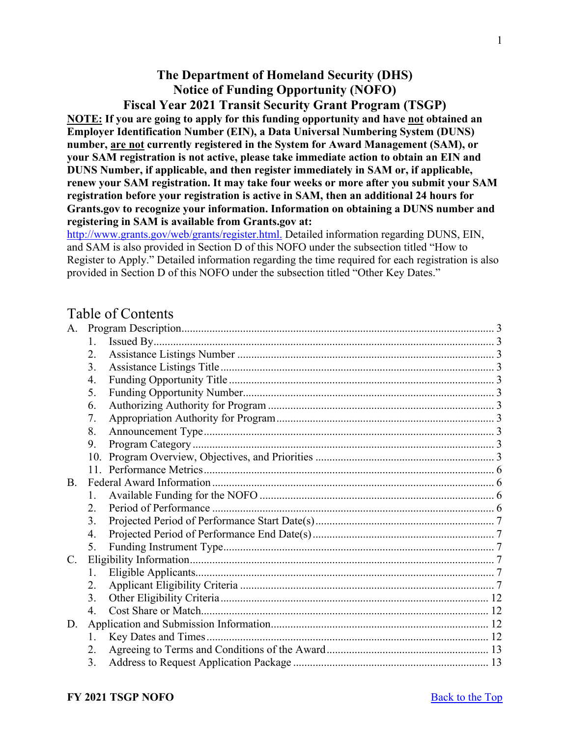# The Department of Homeland Security (DHS)
# Notice of Funding Opportunity (NOFO)
# Fiscal Year 2021 Transit Security Grant Program (TSGP)

**NOTE: If you are going to apply for this funding opportunity and have not obtained an Employer Identification Number (EIN), a Data Universal Numbering System (DUNS) number, are not currently registered in the System for Award Management (SAM), or your SAM registration is not active, please take immediate action to obtain an EIN and DUNS Number, if applicable, and then register immediately in SAM or, if applicable, renew your SAM registration. It may take four weeks or more after you submit your SAM registration before your registration is active in SAM, then an additional 24 hours for Grants.gov to recognize your information. Information on obtaining a DUNS number and registering in SAM is available from Grants.gov at:**
http://www.grants.gov/web/grants/register.html. Detailed information regarding DUNS, EIN, and SAM is also provided in Section D of this NOFO under the subsection titled "How to Register to Apply." Detailed information regarding the time required for each registration is also provided in Section D of this NOFO under the subsection titled "Other Key Dates."

## Table of Contents

A. Program Description ........ 3
   1. Issued By ........ 3
   2. Assistance Listings Number ........ 3
   3. Assistance Listings Title ........ 3
   4. Funding Opportunity Title ........ 3
   5. Funding Opportunity Number ........ 3
   6. Authorizing Authority for Program ........ 3
   7. Appropriation Authority for Program ........ 3
   8. Announcement Type ........ 3
   9. Program Category ........ 3
   10. Program Overview, Objectives, and Priorities ........ 3
   11. Performance Metrics ........ 6

B. Federal Award Information ........ 6
   1. Available Funding for the NOFO ........ 6
   2. Period of Performance ........ 6
   3. Projected Period of Performance Start Date(s) ........ 7
   4. Projected Period of Performance End Date(s) ........ 7
   5. Funding Instrument Type ........ 7

C. Eligibility Information ........ 7
   1. Eligible Applicants ........ 7
   2. Applicant Eligibility Criteria ........ 7
   3. Other Eligibility Criteria ........ 12
   4. Cost Share or Match ........ 12

D. Application and Submission Information ........ 12
   1. Key Dates and Times ........ 12
   2. Agreeing to Terms and Conditions of the Award ........ 13
   3. Address to Request Application Package ........ 13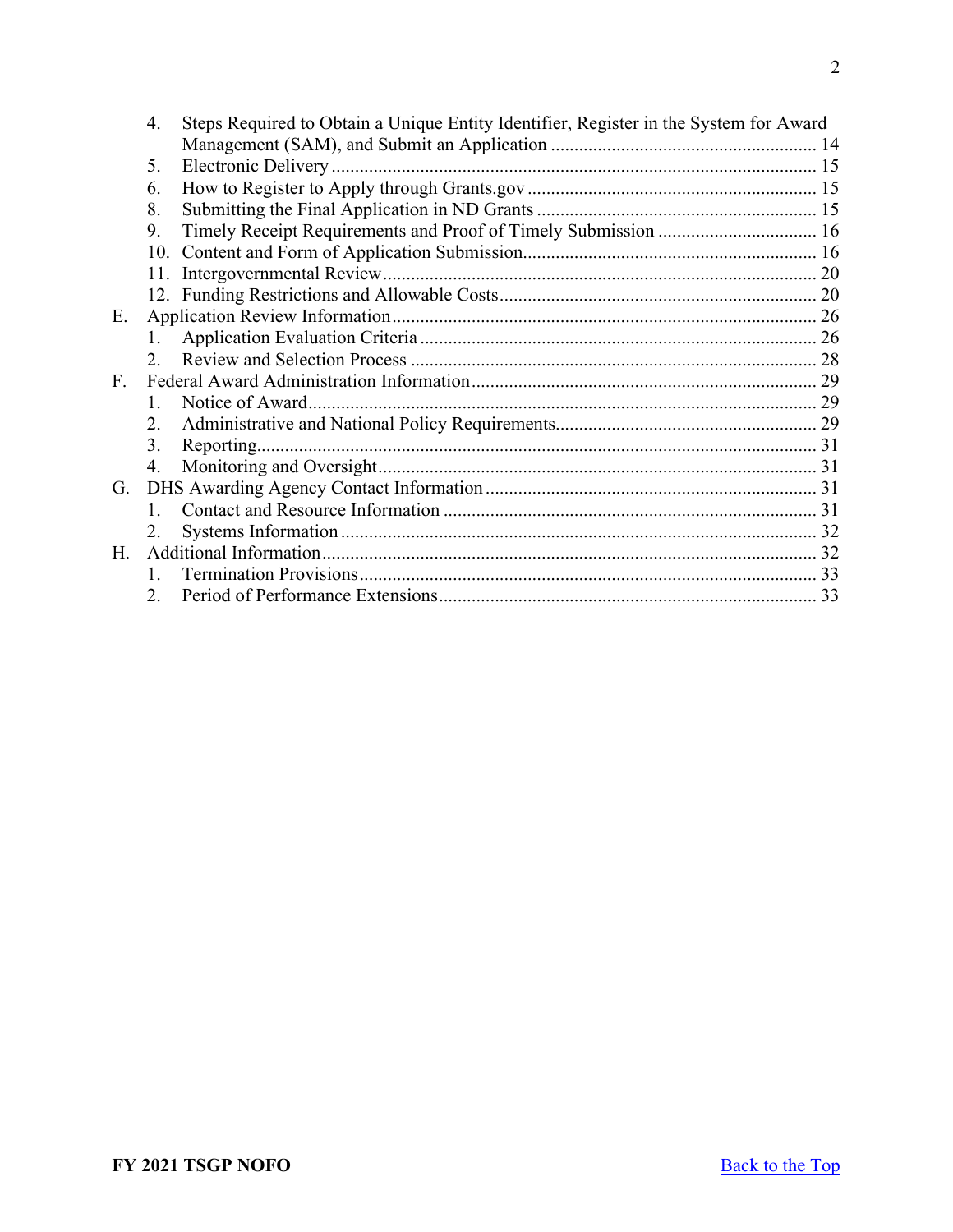4. Steps Required to Obtain a Unique Entity Identifier, Register in the System for Award Management (SAM), and Submit an Application ........ 14
5. Electronic Delivery ........ 15
6. How to Register to Apply through Grants.gov ........ 15
8. Submitting the Final Application in ND Grants ........ 15
9. Timely Receipt Requirements and Proof of Timely Submission ........ 16
10. Content and Form of Application Submission ........ 16
11. Intergovernmental Review ........ 20
12. Funding Restrictions and Allowable Costs ........ 20

E. Application Review Information ........ 26
   1. Application Evaluation Criteria ........ 26
   2. Review and Selection Process ........ 28

F. Federal Award Administration Information ........ 29
   1. Notice of Award ........ 29
   2. Administrative and National Policy Requirements ........ 29
   3. Reporting ........ 31
   4. Monitoring and Oversight ........ 31

G. DHS Awarding Agency Contact Information ........ 31
   1. Contact and Resource Information ........ 31
   2. Systems Information ........ 32

H. Additional Information ........ 32
   1. Termination Provisions ........ 33
   2. Period of Performance Extensions ........ 33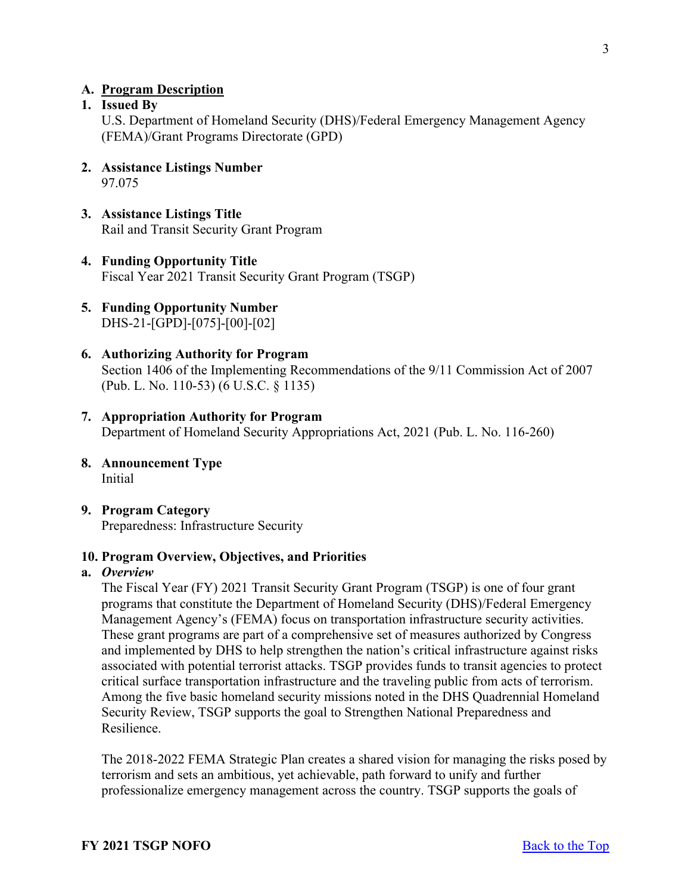## A. Program Description

### 1. Issued By

U.S. Department of Homeland Security (DHS)/Federal Emergency Management Agency (FEMA)/Grant Programs Directorate (GPD)

### 2. Assistance Listings Number

97.075

### 3. Assistance Listings Title

Rail and Transit Security Grant Program

### 4. Funding Opportunity Title

Fiscal Year 2021 Transit Security Grant Program (TSGP)

### 5. Funding Opportunity Number

DHS-21-[GPD]-[075]-[00]-[02]

### 6. Authorizing Authority for Program

Section 1406 of the Implementing Recommendations of the 9/11 Commission Act of 2007 (Pub. L. No. 110-53) (6 U.S.C. § 1135)

### 7. Appropriation Authority for Program

Department of Homeland Security Appropriations Act, 2021 (Pub. L. No. 116-260)

### 8. Announcement Type

Initial

### 9. Program Category

Preparedness: Infrastructure Security

### 10. Program Overview, Objectives, and Priorities

#### a. *Overview*

The Fiscal Year (FY) 2021 Transit Security Grant Program (TSGP) is one of four grant programs that constitute the Department of Homeland Security (DHS)/Federal Emergency Management Agency's (FEMA) focus on transportation infrastructure security activities. These grant programs are part of a comprehensive set of measures authorized by Congress and implemented by DHS to help strengthen the nation's critical infrastructure against risks associated with potential terrorist attacks. TSGP provides funds to transit agencies to protect critical surface transportation infrastructure and the traveling public from acts of terrorism. Among the five basic homeland security missions noted in the DHS Quadrennial Homeland Security Review, TSGP supports the goal to Strengthen National Preparedness and Resilience.

The 2018-2022 FEMA Strategic Plan creates a shared vision for managing the risks posed by terrorism and sets an ambitious, yet achievable, path forward to unify and further professionalize emergency management across the country. TSGP supports the goals of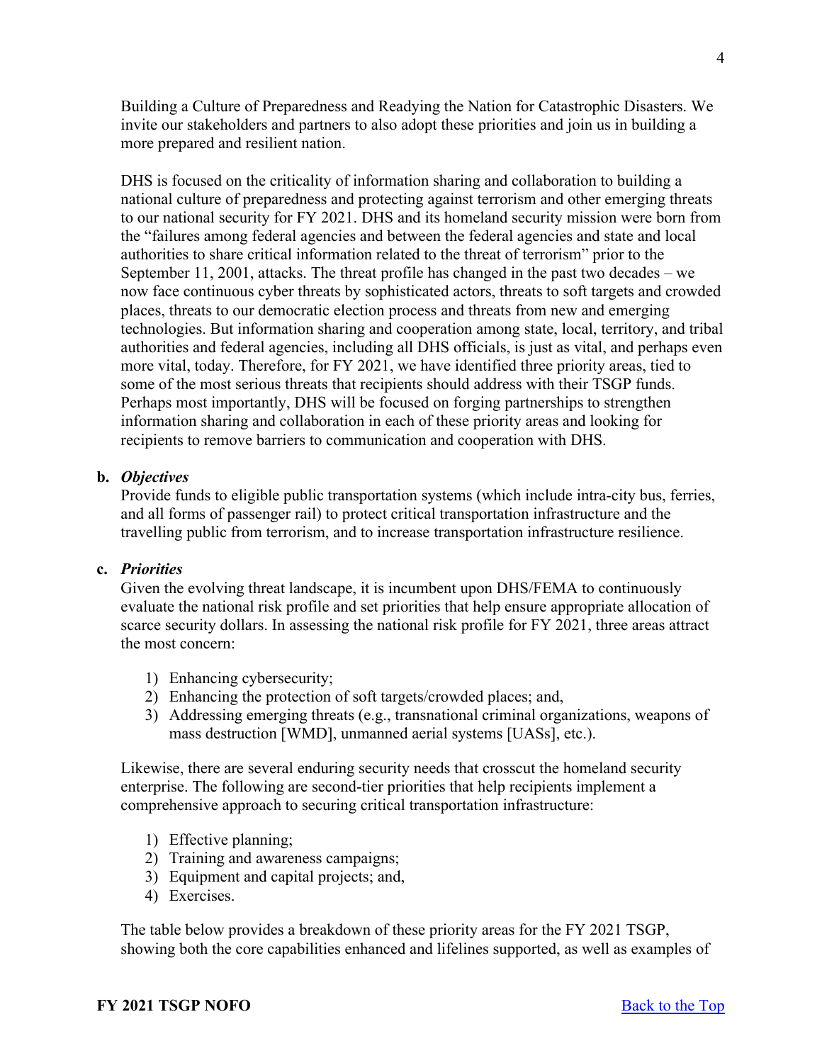Building a Culture of Preparedness and Readying the Nation for Catastrophic Disasters. We invite our stakeholders and partners to also adopt these priorities and join us in building a more prepared and resilient nation.

DHS is focused on the criticality of information sharing and collaboration to building a national culture of preparedness and protecting against terrorism and other emerging threats to our national security for FY 2021. DHS and its homeland security mission were born from the "failures among federal agencies and between the federal agencies and state and local authorities to share critical information related to the threat of terrorism" prior to the September 11, 2001, attacks. The threat profile has changed in the past two decades – we now face continuous cyber threats by sophisticated actors, threats to soft targets and crowded places, threats to our democratic election process and threats from new and emerging technologies. But information sharing and cooperation among state, local, territory, and tribal authorities and federal agencies, including all DHS officials, is just as vital, and perhaps even more vital, today. Therefore, for FY 2021, we have identified three priority areas, tied to some of the most serious threats that recipients should address with their TSGP funds. Perhaps most importantly, DHS will be focused on forging partnerships to strengthen information sharing and collaboration in each of these priority areas and looking for recipients to remove barriers to communication and cooperation with DHS.

**b. *Objectives***

Provide funds to eligible public transportation systems (which include intra-city bus, ferries, and all forms of passenger rail) to protect critical transportation infrastructure and the travelling public from terrorism, and to increase transportation infrastructure resilience.

**c. *Priorities***

Given the evolving threat landscape, it is incumbent upon DHS/FEMA to continuously evaluate the national risk profile and set priorities that help ensure appropriate allocation of scarce security dollars. In assessing the national risk profile for FY 2021, three areas attract the most concern:

1) Enhancing cybersecurity;
2) Enhancing the protection of soft targets/crowded places; and,
3) Addressing emerging threats (e.g., transnational criminal organizations, weapons of mass destruction [WMD], unmanned aerial systems [UASs], etc.).

Likewise, there are several enduring security needs that crosscut the homeland security enterprise. The following are second-tier priorities that help recipients implement a comprehensive approach to securing critical transportation infrastructure:

1) Effective planning;
2) Training and awareness campaigns;
3) Equipment and capital projects; and,
4) Exercises.

The table below provides a breakdown of these priority areas for the FY 2021 TSGP, showing both the core capabilities enhanced and lifelines supported, as well as examples of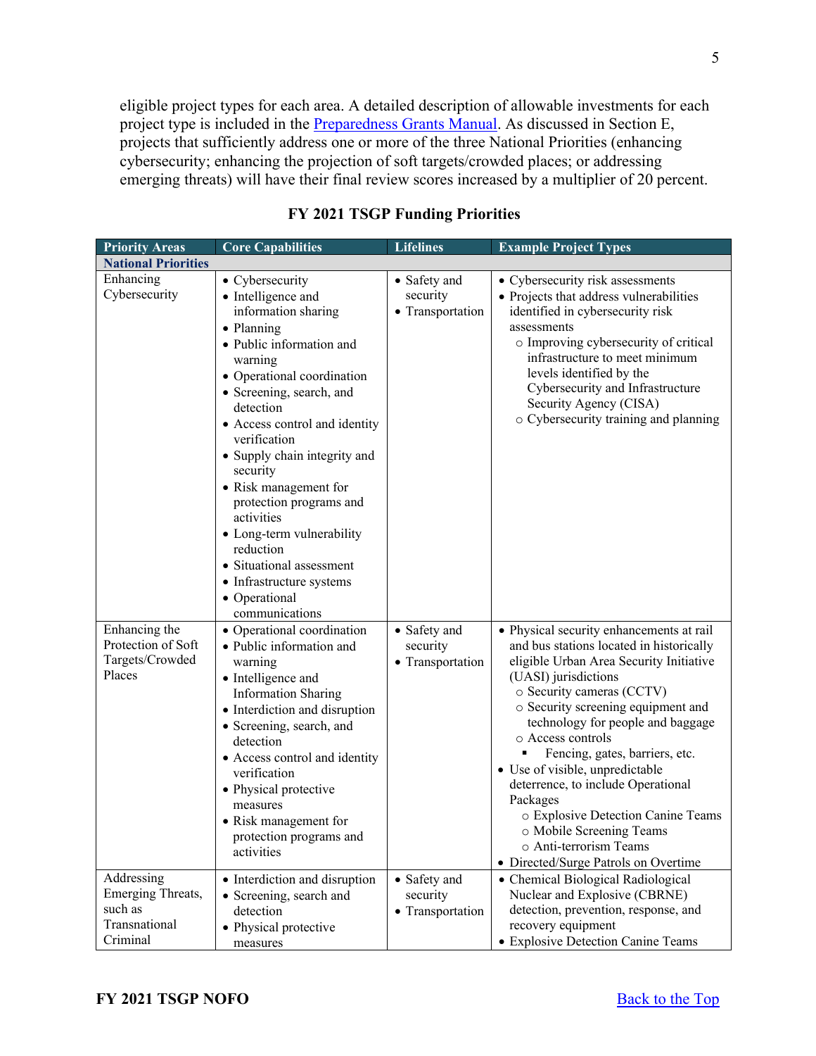eligible project types for each area. A detailed description of allowable investments for each project type is included in the Preparedness Grants Manual. As discussed in Section E, projects that sufficiently address one or more of the three National Priorities (enhancing cybersecurity; enhancing the projection of soft targets/crowded places; or addressing emerging threats) will have their final review scores increased by a multiplier of 20 percent.

**FY 2021 TSGP Funding Priorities**

| Priority Areas | Core Capabilities | Lifelines | Example Project Types |
|---|---|---|---|
| **National Priorities** | | | |
| Enhancing Cybersecurity | • Cybersecurity<br>• Intelligence and information sharing<br>• Planning<br>• Public information and warning<br>• Operational coordination<br>• Screening, search, and detection<br>• Access control and identity verification<br>• Supply chain integrity and security<br>• Risk management for protection programs and activities<br>• Long-term vulnerability reduction<br>• Situational assessment<br>• Infrastructure systems<br>• Operational communications | • Safety and security<br>• Transportation | • Cybersecurity risk assessments<br>• Projects that address vulnerabilities identified in cybersecurity risk assessments<br>○ Improving cybersecurity of critical infrastructure to meet minimum levels identified by the Cybersecurity and Infrastructure Security Agency (CISA)<br>○ Cybersecurity training and planning |
| Enhancing the Protection of Soft Targets/Crowded Places | • Operational coordination<br>• Public information and warning<br>• Intelligence and Information Sharing<br>• Interdiction and disruption<br>• Screening, search, and detection<br>• Access control and identity verification<br>• Physical protective measures<br>• Risk management for protection programs and activities | • Safety and security<br>• Transportation | • Physical security enhancements at rail and bus stations located in historically eligible Urban Area Security Initiative (UASI) jurisdictions<br>○ Security cameras (CCTV)<br>○ Security screening equipment and technology for people and baggage<br>○ Access controls<br>▪ Fencing, gates, barriers, etc.<br>• Use of visible, unpredictable deterrence, to include Operational Packages<br>○ Explosive Detection Canine Teams<br>○ Mobile Screening Teams<br>○ Anti-terrorism Teams<br>• Directed/Surge Patrols on Overtime |
| Addressing Emerging Threats, such as Transnational Criminal | • Interdiction and disruption<br>• Screening, search and detection<br>• Physical protective measures | • Safety and security<br>• Transportation | • Chemical Biological Radiological Nuclear and Explosive (CBRNE) detection, prevention, response, and recovery equipment<br>• Explosive Detection Canine Teams |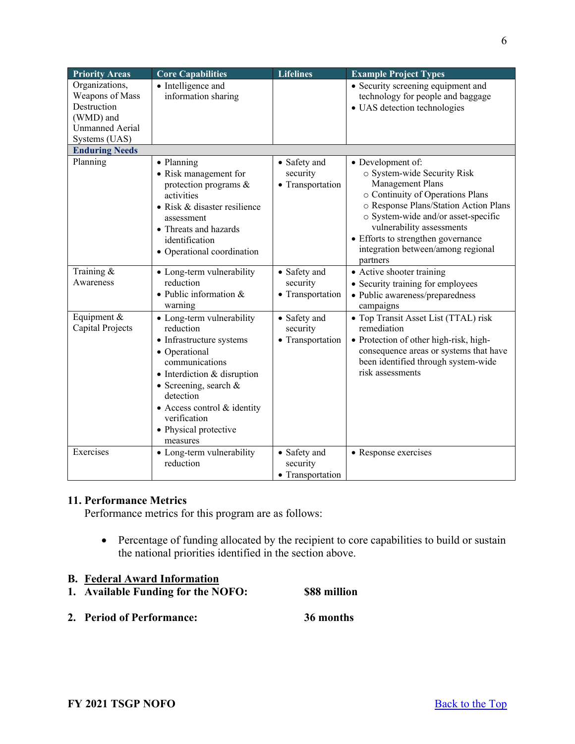| Priority Areas | Core Capabilities | Lifelines | Example Project Types |
|---|---|---|---|
| Organizations, Weapons of Mass Destruction (WMD) and Unmanned Aerial Systems (UAS) | • Intelligence and information sharing | | • Security screening equipment and technology for people and baggage<br>• UAS detection technologies |
| **Enduring Needs** | | | |
| Planning | • Planning<br>• Risk management for protection programs & activities<br>• Risk & disaster resilience assessment<br>• Threats and hazards identification<br>• Operational coordination | • Safety and security<br>• Transportation | • Development of:<br>○ System-wide Security Risk Management Plans<br>○ Continuity of Operations Plans<br>○ Response Plans/Station Action Plans<br>○ System-wide and/or asset-specific vulnerability assessments<br>• Efforts to strengthen governance integration between/among regional partners |
| Training & Awareness | • Long-term vulnerability reduction<br>• Public information & warning | • Safety and security<br>• Transportation | • Active shooter training<br>• Security training for employees<br>• Public awareness/preparedness campaigns |
| Equipment & Capital Projects | • Long-term vulnerability reduction<br>• Infrastructure systems<br>• Operational communications<br>• Interdiction & disruption<br>• Screening, search & detection<br>• Access control & identity verification<br>• Physical protective measures | • Safety and security<br>• Transportation | • Top Transit Asset List (TTAL) risk remediation<br>• Protection of other high-risk, high-consequence areas or systems that have been identified through system-wide risk assessments |
| Exercises | • Long-term vulnerability reduction | • Safety and security<br>• Transportation | • Response exercises |

### 11. Performance Metrics

Performance metrics for this program are as follows:

- Percentage of funding allocated by the recipient to core capabilities to build or sustain the national priorities identified in the section above.

## B. Federal Award Information

1. **Available Funding for the NOFO:** **$88 million**

2. **Period of Performance:** **36 months**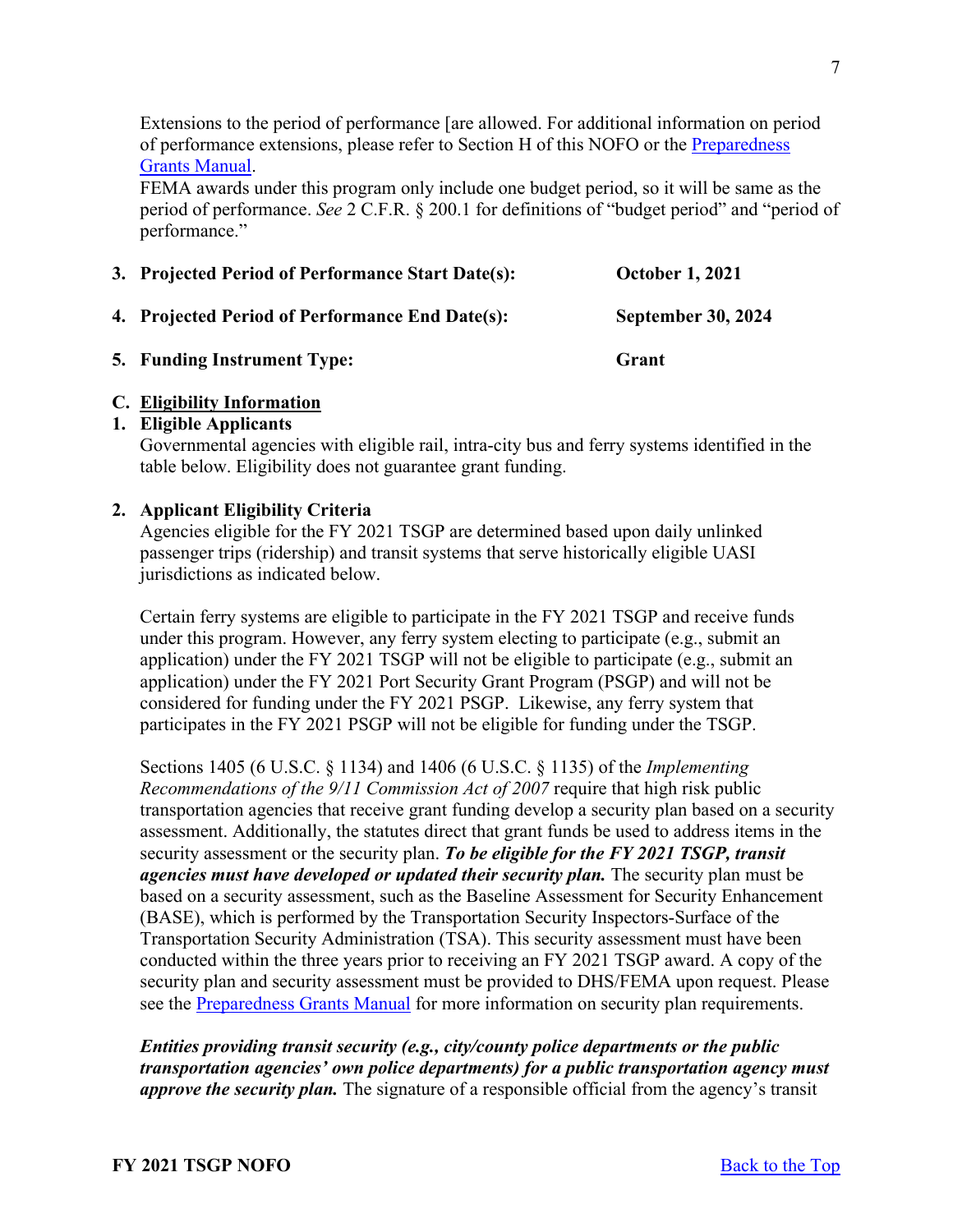Extensions to the period of performance [are allowed. For additional information on period of performance extensions, please refer to Section H of this NOFO or the [Preparedness Grants Manual](#).

FEMA awards under this program only include one budget period, so it will be same as the period of performance. *See* 2 C.F.R. § 200.1 for definitions of "budget period" and "period of performance."

3. **Projected Period of Performance Start Date(s): October 1, 2021**

4. **Projected Period of Performance End Date(s): September 30, 2024**

5. **Funding Instrument Type: Grant**

## C. Eligibility Information

### 1. Eligible Applicants

Governmental agencies with eligible rail, intra-city bus and ferry systems identified in the table below. Eligibility does not guarantee grant funding.

### 2. Applicant Eligibility Criteria

Agencies eligible for the FY 2021 TSGP are determined based upon daily unlinked passenger trips (ridership) and transit systems that serve historically eligible UASI jurisdictions as indicated below.

Certain ferry systems are eligible to participate in the FY 2021 TSGP and receive funds under this program. However, any ferry system electing to participate (e.g., submit an application) under the FY 2021 TSGP will not be eligible to participate (e.g., submit an application) under the FY 2021 Port Security Grant Program (PSGP) and will not be considered for funding under the FY 2021 PSGP. Likewise, any ferry system that participates in the FY 2021 PSGP will not be eligible for funding under the TSGP.

Sections 1405 (6 U.S.C. § 1134) and 1406 (6 U.S.C. § 1135) of the *Implementing Recommendations of the 9/11 Commission Act of 2007* require that high risk public transportation agencies that receive grant funding develop a security plan based on a security assessment. Additionally, the statutes direct that grant funds be used to address items in the security assessment or the security plan. ***To be eligible for the FY 2021 TSGP, transit agencies must have developed or updated their security plan.*** The security plan must be based on a security assessment, such as the Baseline Assessment for Security Enhancement (BASE), which is performed by the Transportation Security Inspectors-Surface of the Transportation Security Administration (TSA). This security assessment must have been conducted within the three years prior to receiving an FY 2021 TSGP award. A copy of the security plan and security assessment must be provided to DHS/FEMA upon request. Please see the [Preparedness Grants Manual](#) for more information on security plan requirements.

***Entities providing transit security (e.g., city/county police departments or the public transportation agencies' own police departments) for a public transportation agency must approve the security plan.*** The signature of a responsible official from the agency's transit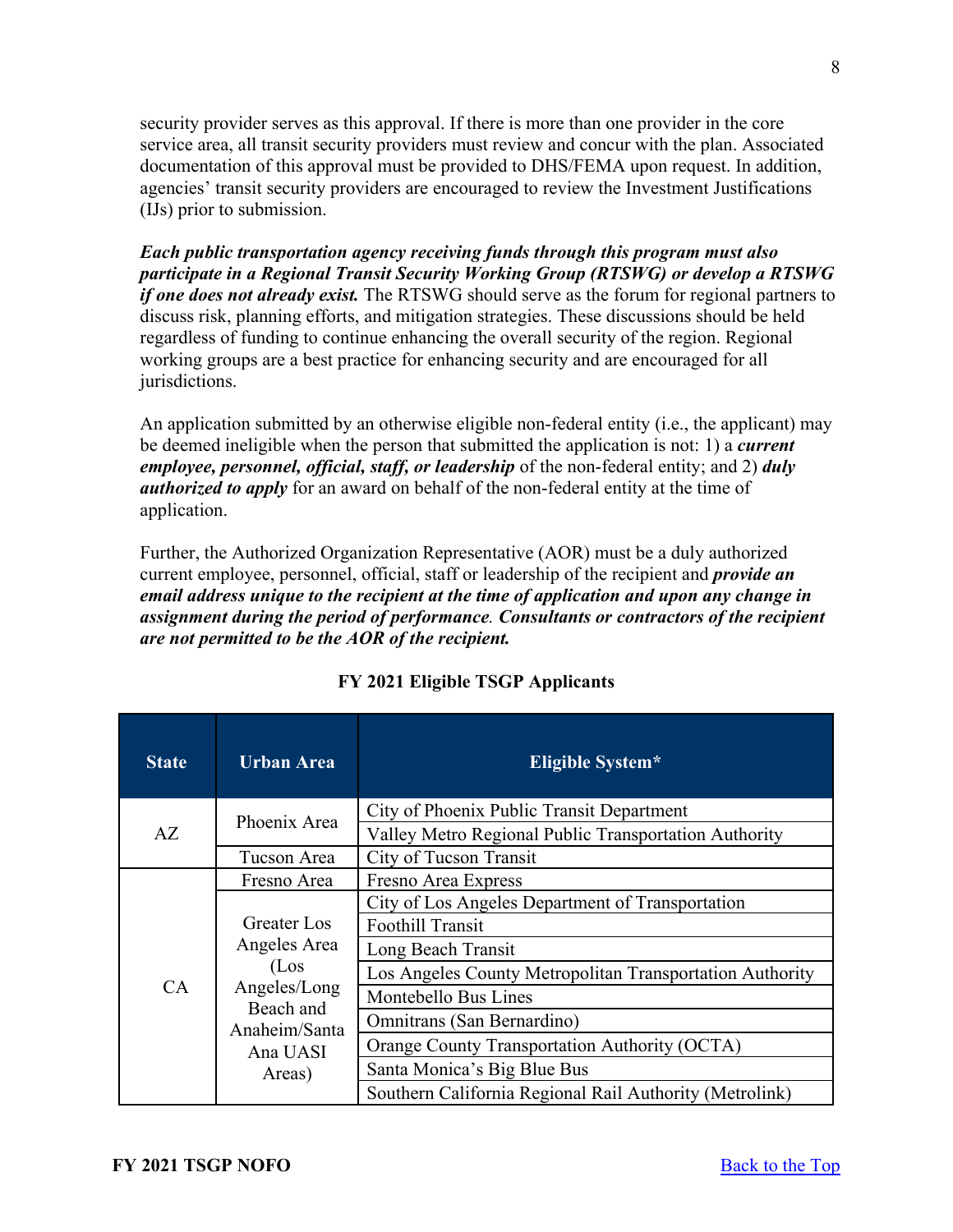security provider serves as this approval. If there is more than one provider in the core service area, all transit security providers must review and concur with the plan. Associated documentation of this approval must be provided to DHS/FEMA upon request. In addition, agencies' transit security providers are encouraged to review the Investment Justifications (IJs) prior to submission.

***Each public transportation agency receiving funds through this program must also participate in a Regional Transit Security Working Group (RTSWG) or develop a RTSWG if one does not already exist.*** The RTSWG should serve as the forum for regional partners to discuss risk, planning efforts, and mitigation strategies. These discussions should be held regardless of funding to continue enhancing the overall security of the region. Regional working groups are a best practice for enhancing security and are encouraged for all jurisdictions.

An application submitted by an otherwise eligible non-federal entity (i.e., the applicant) may be deemed ineligible when the person that submitted the application is not: 1) a ***current employee, personnel, official, staff, or leadership*** of the non-federal entity; and 2) ***duly authorized to apply*** for an award on behalf of the non-federal entity at the time of application.

Further, the Authorized Organization Representative (AOR) must be a duly authorized current employee, personnel, official, staff or leadership of the recipient and ***provide an email address unique to the recipient at the time of application and upon any change in assignment during the period of performance***. ***Consultants or contractors of the recipient are not permitted to be the AOR of the recipient.***

**FY 2021 Eligible TSGP Applicants**

| State | Urban Area | Eligible System* |
|---|---|---|
| AZ | Phoenix Area | City of Phoenix Public Transit Department |
| | | Valley Metro Regional Public Transportation Authority |
| | Tucson Area | City of Tucson Transit |
| CA | Fresno Area | Fresno Area Express |
| | Greater Los Angeles Area (Los Angeles/Long Beach and Anaheim/Santa Ana UASI Areas) | City of Los Angeles Department of Transportation |
| | | Foothill Transit |
| | | Long Beach Transit |
| | | Los Angeles County Metropolitan Transportation Authority |
| | | Montebello Bus Lines |
| | | Omnitrans (San Bernardino) |
| | | Orange County Transportation Authority (OCTA) |
| | | Santa Monica's Big Blue Bus |
| | | Southern California Regional Rail Authority (Metrolink) |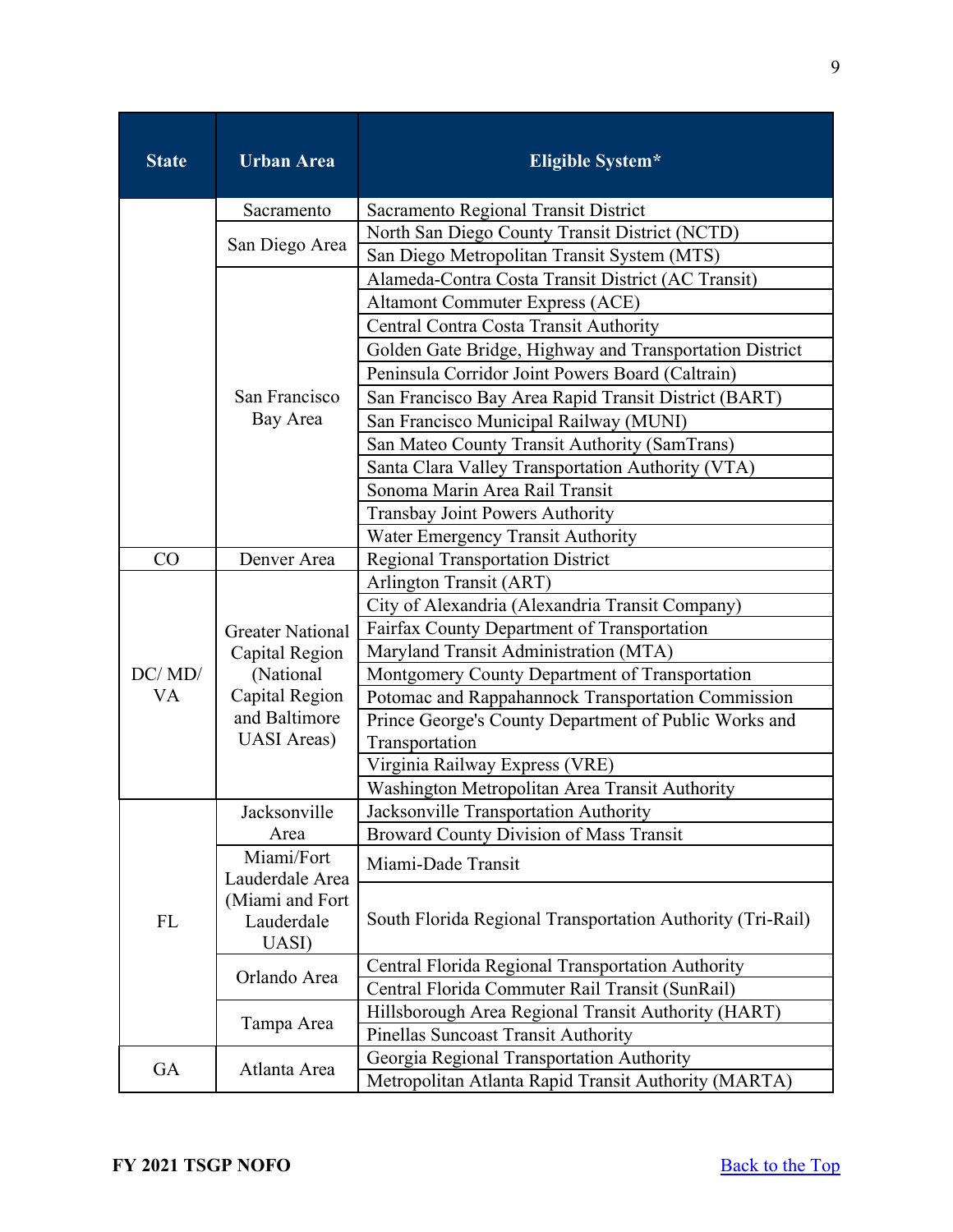| State | Urban Area | Eligible System* |
| --- | --- | --- |
| | Sacramento | Sacramento Regional Transit District |
| | San Diego Area | North San Diego County Transit District (NCTD) |
| | | San Diego Metropolitan Transit System (MTS) |
| | San Francisco Bay Area | Alameda-Contra Costa Transit District (AC Transit) |
| | | Altamont Commuter Express (ACE) |
| | | Central Contra Costa Transit Authority |
| | | Golden Gate Bridge, Highway and Transportation District |
| | | Peninsula Corridor Joint Powers Board (Caltrain) |
| | | San Francisco Bay Area Rapid Transit District (BART) |
| | | San Francisco Municipal Railway (MUNI) |
| | | San Mateo County Transit Authority (SamTrans) |
| | | Santa Clara Valley Transportation Authority (VTA) |
| | | Sonoma Marin Area Rail Transit |
| | | Transbay Joint Powers Authority |
| | | Water Emergency Transit Authority |
| CO | Denver Area | Regional Transportation District |
| DC/ MD/ VA | Greater National Capital Region (National Capital Region and Baltimore UASI Areas) | Arlington Transit (ART) |
| | | City of Alexandria (Alexandria Transit Company) |
| | | Fairfax County Department of Transportation |
| | | Maryland Transit Administration (MTA) |
| | | Montgomery County Department of Transportation |
| | | Potomac and Rappahannock Transportation Commission |
| | | Prince George's County Department of Public Works and Transportation |
| | | Virginia Railway Express (VRE) |
| | | Washington Metropolitan Area Transit Authority |
| FL | Jacksonville Area | Jacksonville Transportation Authority |
| | Miami/Fort Lauderdale Area (Miami and Fort Lauderdale UASI) | Broward County Division of Mass Transit |
| | | Miami-Dade Transit |
| | | South Florida Regional Transportation Authority (Tri-Rail) |
| | Orlando Area | Central Florida Regional Transportation Authority |
| | | Central Florida Commuter Rail Transit (SunRail) |
| | Tampa Area | Hillsborough Area Regional Transit Authority (HART) |
| | | Pinellas Suncoast Transit Authority |
| GA | Atlanta Area | Georgia Regional Transportation Authority |
| | | Metropolitan Atlanta Rapid Transit Authority (MARTA) |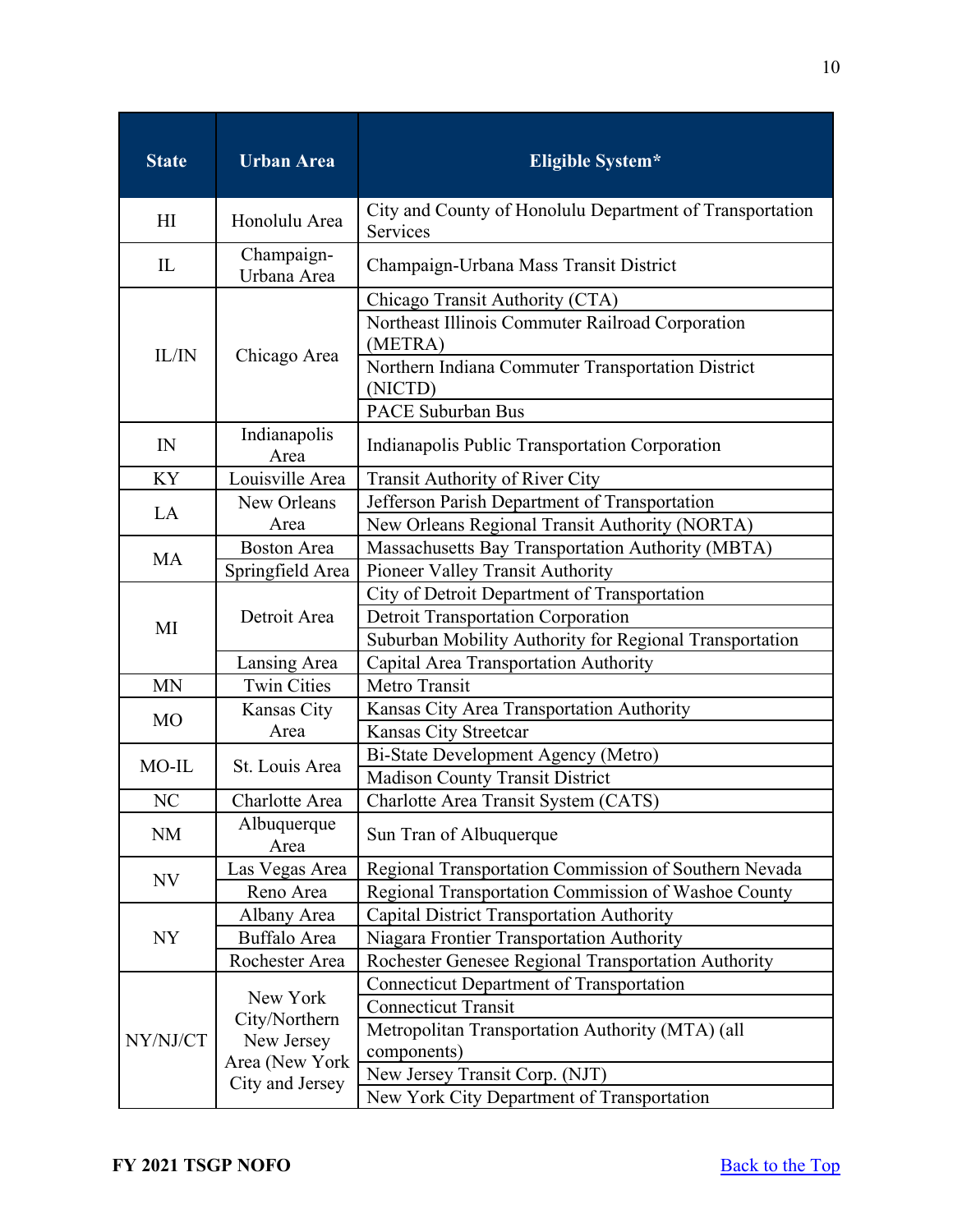| State | Urban Area | Eligible System* |
|---|---|---|
| HI | Honolulu Area | City and County of Honolulu Department of Transportation Services |
| IL | Champaign-Urbana Area | Champaign-Urbana Mass Transit District |
| IL/IN | Chicago Area | Chicago Transit Authority (CTA) |
| | | Northeast Illinois Commuter Railroad Corporation (METRA) |
| | | Northern Indiana Commuter Transportation District (NICTD) |
| | | PACE Suburban Bus |
| IN | Indianapolis Area | Indianapolis Public Transportation Corporation |
| KY | Louisville Area | Transit Authority of River City |
| LA | New Orleans Area | Jefferson Parish Department of Transportation |
| | | New Orleans Regional Transit Authority (NORTA) |
| MA | Boston Area | Massachusetts Bay Transportation Authority (MBTA) |
| | Springfield Area | Pioneer Valley Transit Authority |
| MI | Detroit Area | City of Detroit Department of Transportation |
| | | Detroit Transportation Corporation |
| | | Suburban Mobility Authority for Regional Transportation |
| | Lansing Area | Capital Area Transportation Authority |
| MN | Twin Cities | Metro Transit |
| MO | Kansas City Area | Kansas City Area Transportation Authority |
| | | Kansas City Streetcar |
| MO-IL | St. Louis Area | Bi-State Development Agency (Metro) |
| | | Madison County Transit District |
| NC | Charlotte Area | Charlotte Area Transit System (CATS) |
| NM | Albuquerque Area | Sun Tran of Albuquerque |
| NV | Las Vegas Area | Regional Transportation Commission of Southern Nevada |
| | Reno Area | Regional Transportation Commission of Washoe County |
| NY | Albany Area | Capital District Transportation Authority |
| | Buffalo Area | Niagara Frontier Transportation Authority |
| | Rochester Area | Rochester Genesee Regional Transportation Authority |
| NY/NJ/CT | New York City/Northern New Jersey Area (New York City and Jersey | Connecticut Department of Transportation |
| | | Connecticut Transit |
| | | Metropolitan Transportation Authority (MTA) (all components) |
| | | New Jersey Transit Corp. (NJT) |
| | | New York City Department of Transportation |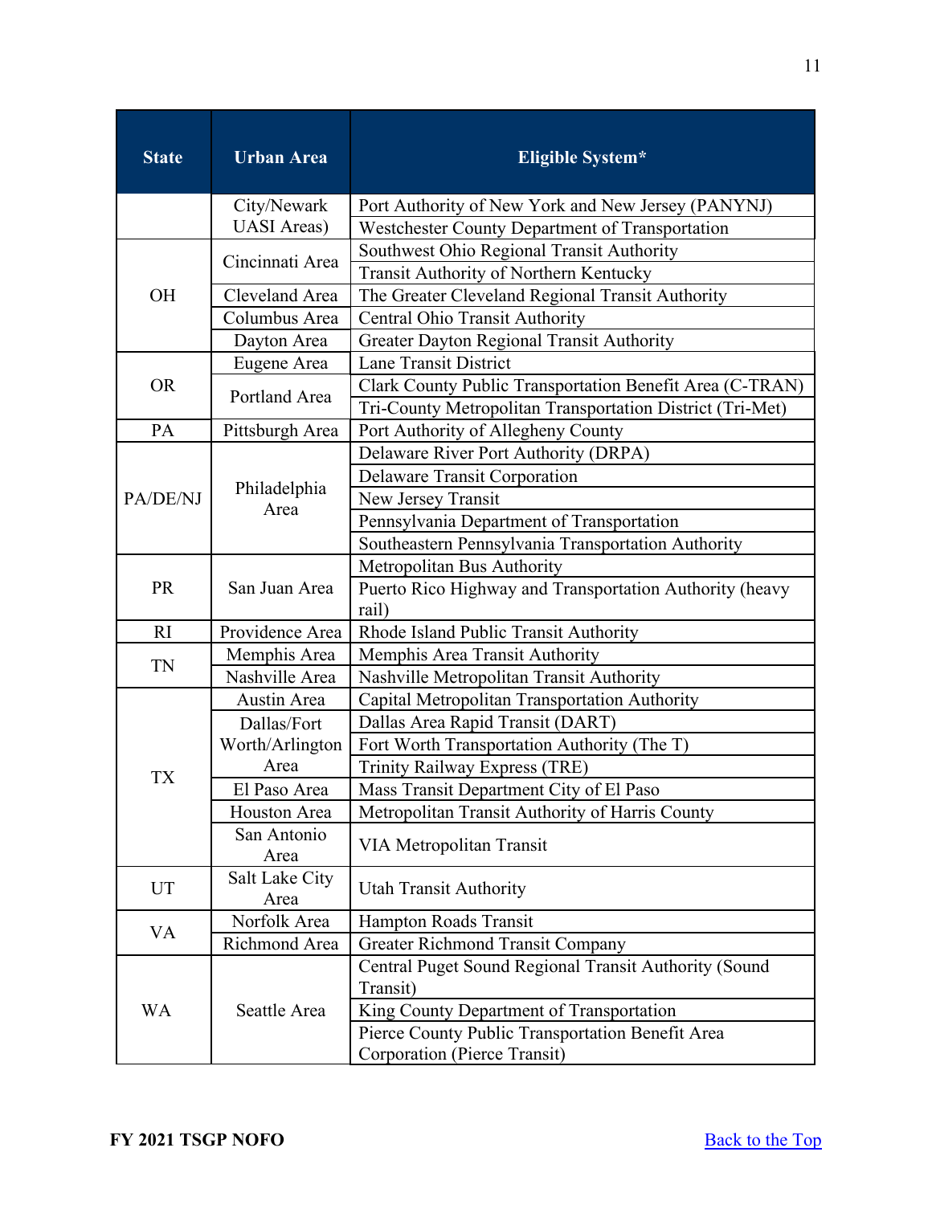| State | Urban Area | Eligible System* |
|---|---|---|
| | City/Newark UASI Areas) | Port Authority of New York and New Jersey (PANYNJ) |
| | | Westchester County Department of Transportation |
| OH | Cincinnati Area | Southwest Ohio Regional Transit Authority |
| | | Transit Authority of Northern Kentucky |
| | Cleveland Area | The Greater Cleveland Regional Transit Authority |
| | Columbus Area | Central Ohio Transit Authority |
| | Dayton Area | Greater Dayton Regional Transit Authority |
| OR | Eugene Area | Lane Transit District |
| | Portland Area | Clark County Public Transportation Benefit Area (C-TRAN) |
| | | Tri-County Metropolitan Transportation District (Tri-Met) |
| PA | Pittsburgh Area | Port Authority of Allegheny County |
| PA/DE/NJ | Philadelphia Area | Delaware River Port Authority (DRPA) |
| | | Delaware Transit Corporation |
| | | New Jersey Transit |
| | | Pennsylvania Department of Transportation |
| | | Southeastern Pennsylvania Transportation Authority |
| PR | San Juan Area | Metropolitan Bus Authority |
| | | Puerto Rico Highway and Transportation Authority (heavy rail) |
| RI | Providence Area | Rhode Island Public Transit Authority |
| TN | Memphis Area | Memphis Area Transit Authority |
| | Nashville Area | Nashville Metropolitan Transit Authority |
| TX | Austin Area | Capital Metropolitan Transportation Authority |
| | Dallas/Fort Worth/Arlington Area | Dallas Area Rapid Transit (DART) |
| | | Fort Worth Transportation Authority (The T) |
| | | Trinity Railway Express (TRE) |
| | El Paso Area | Mass Transit Department City of El Paso |
| | Houston Area | Metropolitan Transit Authority of Harris County |
| | San Antonio Area | VIA Metropolitan Transit |
| UT | Salt Lake City Area | Utah Transit Authority |
| VA | Norfolk Area | Hampton Roads Transit |
| | Richmond Area | Greater Richmond Transit Company |
| WA | Seattle Area | Central Puget Sound Regional Transit Authority (Sound Transit) |
| | | King County Department of Transportation |
| | | Pierce County Public Transportation Benefit Area Corporation (Pierce Transit) |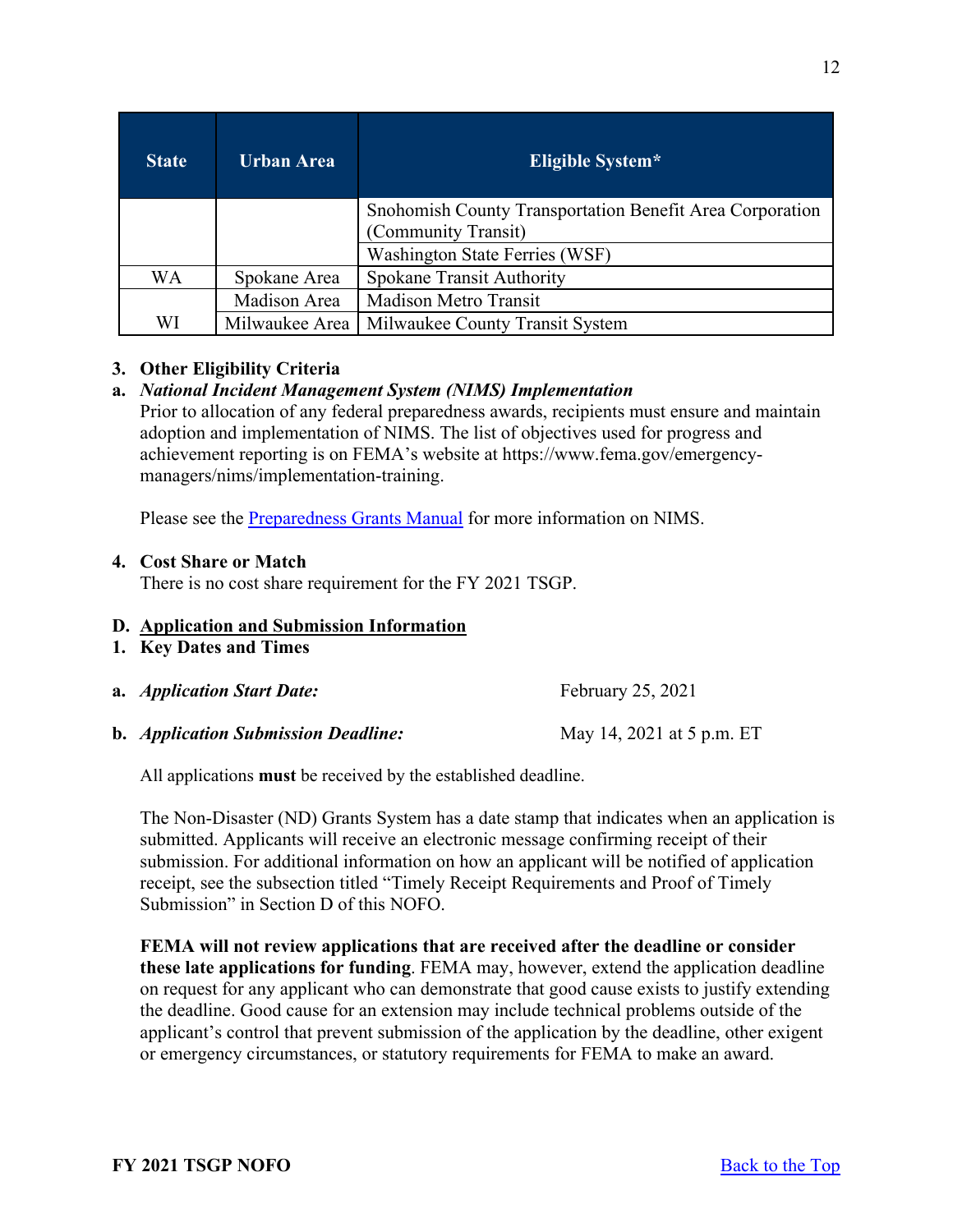| State | Urban Area | Eligible System* |
|---|---|---|
| | | Snohomish County Transportation Benefit Area Corporation (Community Transit) |
| | | Washington State Ferries (WSF) |
| WA | Spokane Area | Spokane Transit Authority |
| | Madison Area | Madison Metro Transit |
| WI | Milwaukee Area | Milwaukee County Transit System |

**3. Other Eligibility Criteria**

**a.** ***National Incident Management System (NIMS) Implementation***

Prior to allocation of any federal preparedness awards, recipients must ensure and maintain adoption and implementation of NIMS. The list of objectives used for progress and achievement reporting is on FEMA's website at https://www.fema.gov/emergency-managers/nims/implementation-training.

Please see the Preparedness Grants Manual for more information on NIMS.

**4. Cost Share or Match**

There is no cost share requirement for the FY 2021 TSGP.

## D. Application and Submission Information

**1. Key Dates and Times**

**a.** ***Application Start Date:*** February 25, 2021

**b.** ***Application Submission Deadline:*** May 14, 2021 at 5 p.m. ET

All applications **must** be received by the established deadline.

The Non-Disaster (ND) Grants System has a date stamp that indicates when an application is submitted. Applicants will receive an electronic message confirming receipt of their submission. For additional information on how an applicant will be notified of application receipt, see the subsection titled "Timely Receipt Requirements and Proof of Timely Submission" in Section D of this NOFO.

**FEMA will not review applications that are received after the deadline or consider these late applications for funding**. FEMA may, however, extend the application deadline on request for any applicant who can demonstrate that good cause exists to justify extending the deadline. Good cause for an extension may include technical problems outside of the applicant's control that prevent submission of the application by the deadline, other exigent or emergency circumstances, or statutory requirements for FEMA to make an award.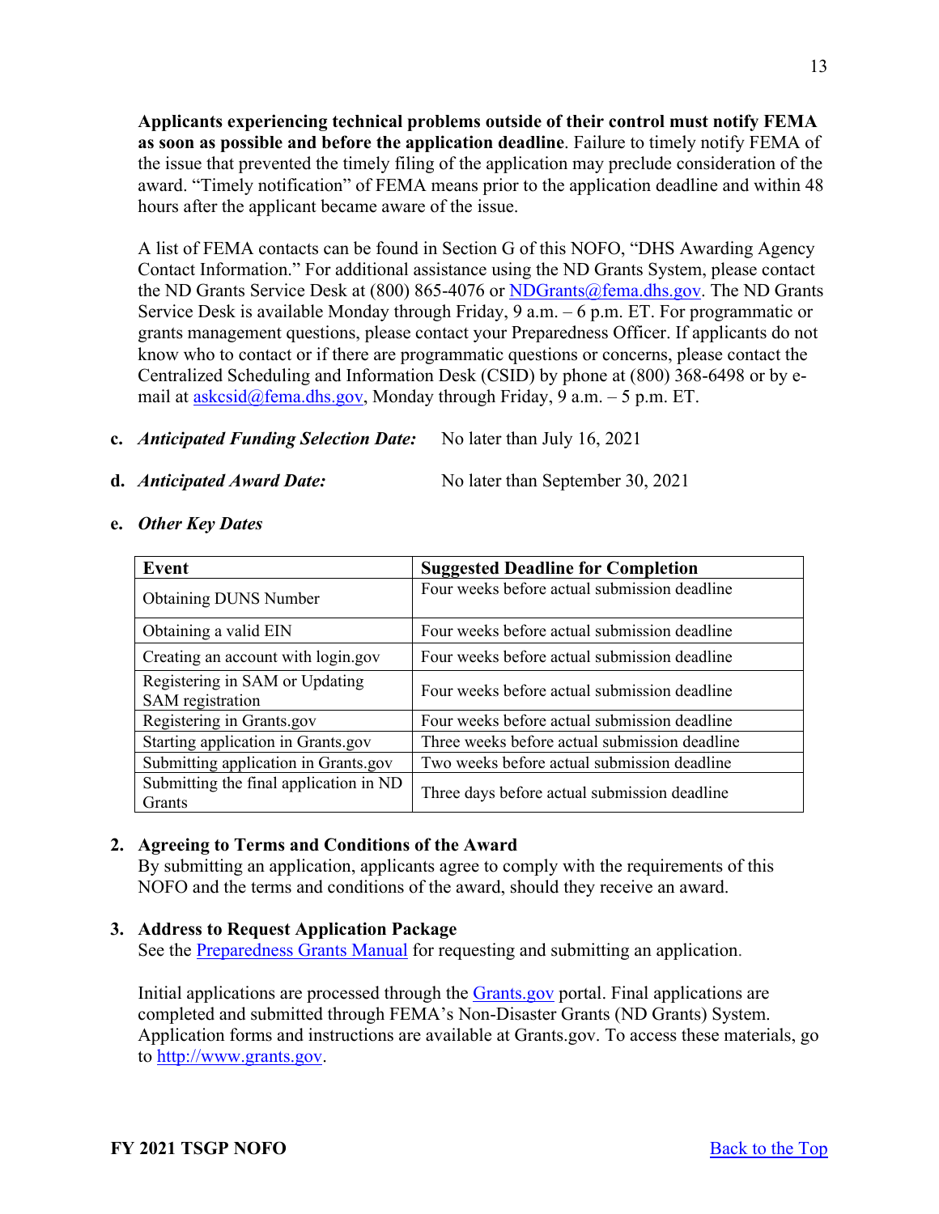**Applicants experiencing technical problems outside of their control must notify FEMA as soon as possible and before the application deadline**. Failure to timely notify FEMA of the issue that prevented the timely filing of the application may preclude consideration of the award. "Timely notification" of FEMA means prior to the application deadline and within 48 hours after the applicant became aware of the issue.

A list of FEMA contacts can be found in Section G of this NOFO, "DHS Awarding Agency Contact Information." For additional assistance using the ND Grants System, please contact the ND Grants Service Desk at (800) 865-4076 or [NDGrants@fema.dhs.gov](mailto:NDGrants@fema.dhs.gov). The ND Grants Service Desk is available Monday through Friday, 9 a.m. – 6 p.m. ET. For programmatic or grants management questions, please contact your Preparedness Officer. If applicants do not know who to contact or if there are programmatic questions or concerns, please contact the Centralized Scheduling and Information Desk (CSID) by phone at (800) 368-6498 or by e-mail at [askcsid@fema.dhs.gov](mailto:askcsid@fema.dhs.gov), Monday through Friday, 9 a.m. – 5 p.m. ET.

**c. *Anticipated Funding Selection Date:*** No later than July 16, 2021

**d. *Anticipated Award Date:*** No later than September 30, 2021

**e. *Other Key Dates***

| Event | Suggested Deadline for Completion |
|---|---|
| Obtaining DUNS Number | Four weeks before actual submission deadline |
| Obtaining a valid EIN | Four weeks before actual submission deadline |
| Creating an account with login.gov | Four weeks before actual submission deadline |
| Registering in SAM or Updating SAM registration | Four weeks before actual submission deadline |
| Registering in Grants.gov | Four weeks before actual submission deadline |
| Starting application in Grants.gov | Three weeks before actual submission deadline |
| Submitting application in Grants.gov | Two weeks before actual submission deadline |
| Submitting the final application in ND Grants | Three days before actual submission deadline |

**2. Agreeing to Terms and Conditions of the Award**

By submitting an application, applicants agree to comply with the requirements of this NOFO and the terms and conditions of the award, should they receive an award.

**3. Address to Request Application Package**

See the Preparedness Grants Manual for requesting and submitting an application.

Initial applications are processed through the Grants.gov portal. Final applications are completed and submitted through FEMA's Non-Disaster Grants (ND Grants) System. Application forms and instructions are available at Grants.gov. To access these materials, go to [http://www.grants.gov](http://www.grants.gov).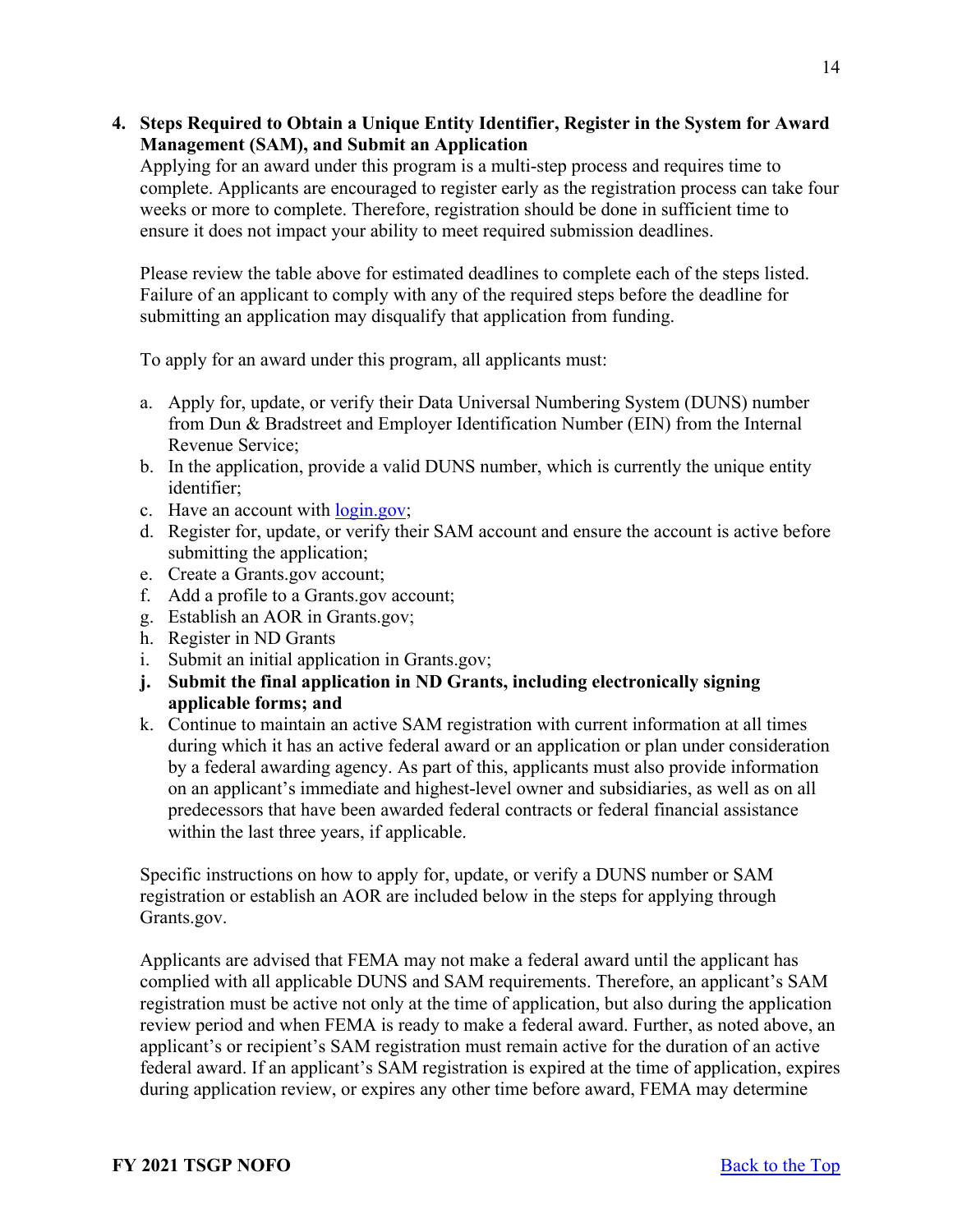**4. Steps Required to Obtain a Unique Entity Identifier, Register in the System for Award Management (SAM), and Submit an Application**

Applying for an award under this program is a multi-step process and requires time to complete. Applicants are encouraged to register early as the registration process can take four weeks or more to complete. Therefore, registration should be done in sufficient time to ensure it does not impact your ability to meet required submission deadlines.

Please review the table above for estimated deadlines to complete each of the steps listed. Failure of an applicant to comply with any of the required steps before the deadline for submitting an application may disqualify that application from funding.

To apply for an award under this program, all applicants must:

a. Apply for, update, or verify their Data Universal Numbering System (DUNS) number from Dun & Bradstreet and Employer Identification Number (EIN) from the Internal Revenue Service;
b. In the application, provide a valid DUNS number, which is currently the unique entity identifier;
c. Have an account with [login.gov](login.gov);
d. Register for, update, or verify their SAM account and ensure the account is active before submitting the application;
e. Create a Grants.gov account;
f. Add a profile to a Grants.gov account;
g. Establish an AOR in Grants.gov;
h. Register in ND Grants
i. Submit an initial application in Grants.gov;
j. **Submit the final application in ND Grants, including electronically signing applicable forms; and**
k. Continue to maintain an active SAM registration with current information at all times during which it has an active federal award or an application or plan under consideration by a federal awarding agency. As part of this, applicants must also provide information on an applicant's immediate and highest-level owner and subsidiaries, as well as on all predecessors that have been awarded federal contracts or federal financial assistance within the last three years, if applicable.

Specific instructions on how to apply for, update, or verify a DUNS number or SAM registration or establish an AOR are included below in the steps for applying through Grants.gov.

Applicants are advised that FEMA may not make a federal award until the applicant has complied with all applicable DUNS and SAM requirements. Therefore, an applicant's SAM registration must be active not only at the time of application, but also during the application review period and when FEMA is ready to make a federal award. Further, as noted above, an applicant's or recipient's SAM registration must remain active for the duration of an active federal award. If an applicant's SAM registration is expired at the time of application, expires during application review, or expires any other time before award, FEMA may determine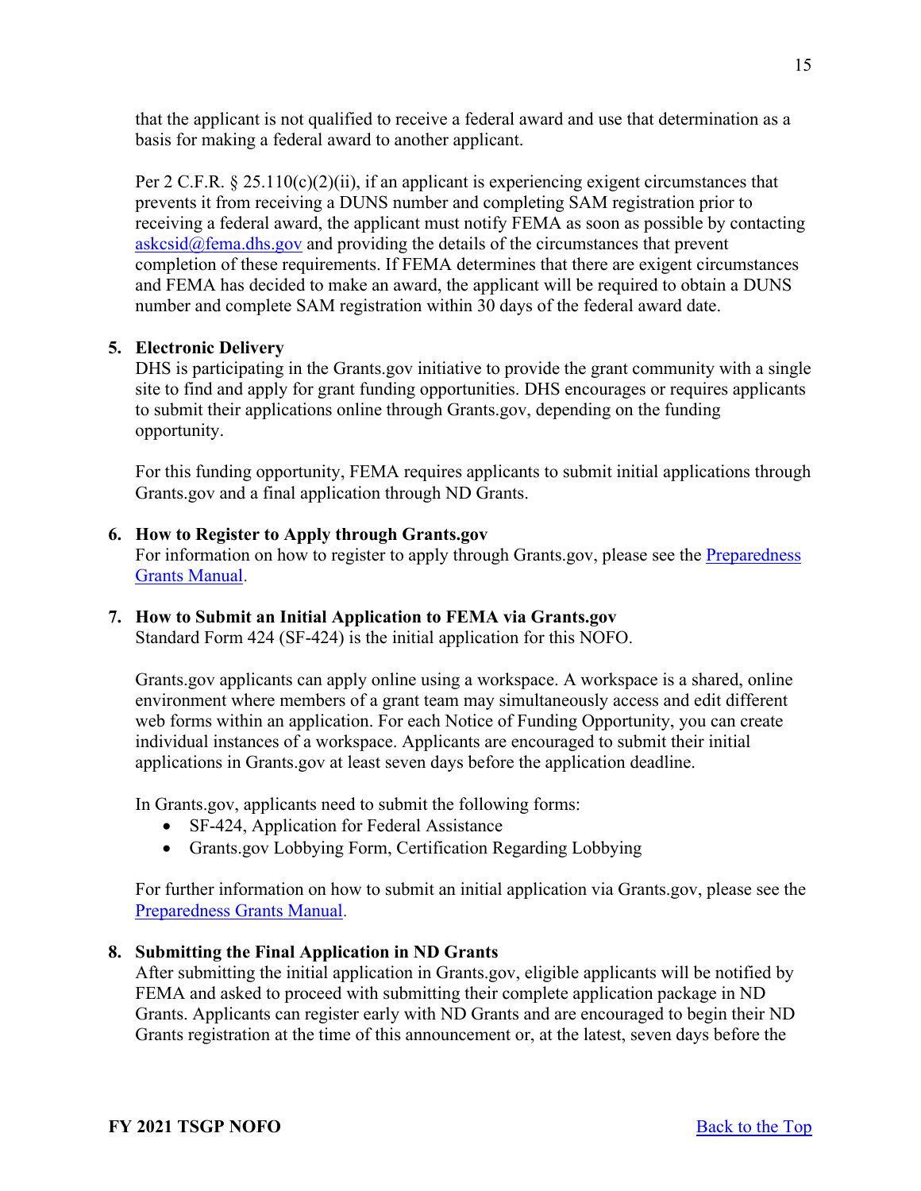that the applicant is not qualified to receive a federal award and use that determination as a basis for making a federal award to another applicant.

Per 2 C.F.R. § 25.110(c)(2)(ii), if an applicant is experiencing exigent circumstances that prevents it from receiving a DUNS number and completing SAM registration prior to receiving a federal award, the applicant must notify FEMA as soon as possible by contacting askcsid@fema.dhs.gov and providing the details of the circumstances that prevent completion of these requirements. If FEMA determines that there are exigent circumstances and FEMA has decided to make an award, the applicant will be required to obtain a DUNS number and complete SAM registration within 30 days of the federal award date.

5. **Electronic Delivery**
   DHS is participating in the Grants.gov initiative to provide the grant community with a single site to find and apply for grant funding opportunities. DHS encourages or requires applicants to submit their applications online through Grants.gov, depending on the funding opportunity.

   For this funding opportunity, FEMA requires applicants to submit initial applications through Grants.gov and a final application through ND Grants.

6. **How to Register to Apply through Grants.gov**
   For information on how to register to apply through Grants.gov, please see the Preparedness Grants Manual.

7. **How to Submit an Initial Application to FEMA via Grants.gov**
   Standard Form 424 (SF-424) is the initial application for this NOFO.

   Grants.gov applicants can apply online using a workspace. A workspace is a shared, online environment where members of a grant team may simultaneously access and edit different web forms within an application. For each Notice of Funding Opportunity, you can create individual instances of a workspace. Applicants are encouraged to submit their initial applications in Grants.gov at least seven days before the application deadline.

   In Grants.gov, applicants need to submit the following forms:
   - SF-424, Application for Federal Assistance
   - Grants.gov Lobbying Form, Certification Regarding Lobbying

   For further information on how to submit an initial application via Grants.gov, please see the Preparedness Grants Manual.

8. **Submitting the Final Application in ND Grants**
   After submitting the initial application in Grants.gov, eligible applicants will be notified by FEMA and asked to proceed with submitting their complete application package in ND Grants. Applicants can register early with ND Grants and are encouraged to begin their ND Grants registration at the time of this announcement or, at the latest, seven days before the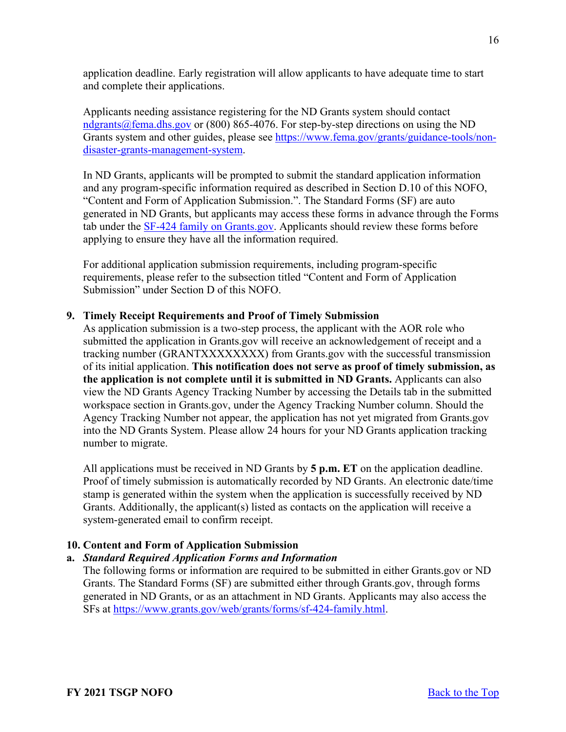application deadline. Early registration will allow applicants to have adequate time to start and complete their applications.

Applicants needing assistance registering for the ND Grants system should contact [ndgrants@fema.dhs.gov](mailto:ndgrants@fema.dhs.gov) or (800) 865-4076. For step-by-step directions on using the ND Grants system and other guides, please see [https://www.fema.gov/grants/guidance-tools/non-disaster-grants-management-system](https://www.fema.gov/grants/guidance-tools/non-disaster-grants-management-system).

In ND Grants, applicants will be prompted to submit the standard application information and any program-specific information required as described in Section D.10 of this NOFO, "Content and Form of Application Submission.". The Standard Forms (SF) are auto generated in ND Grants, but applicants may access these forms in advance through the Forms tab under the [SF-424 family on Grants.gov](https://www.grants.gov/web/grants/forms/sf-424-family.html). Applicants should review these forms before applying to ensure they have all the information required.

For additional application submission requirements, including program-specific requirements, please refer to the subsection titled "Content and Form of Application Submission" under Section D of this NOFO.

### 9. Timely Receipt Requirements and Proof of Timely Submission

As application submission is a two-step process, the applicant with the AOR role who submitted the application in Grants.gov will receive an acknowledgement of receipt and a tracking number (GRANTXXXXXXXX) from Grants.gov with the successful transmission of its initial application. **This notification does not serve as proof of timely submission, as the application is not complete until it is submitted in ND Grants.** Applicants can also view the ND Grants Agency Tracking Number by accessing the Details tab in the submitted workspace section in Grants.gov, under the Agency Tracking Number column. Should the Agency Tracking Number not appear, the application has not yet migrated from Grants.gov into the ND Grants System. Please allow 24 hours for your ND Grants application tracking number to migrate.

All applications must be received in ND Grants by **5 p.m. ET** on the application deadline. Proof of timely submission is automatically recorded by ND Grants. An electronic date/time stamp is generated within the system when the application is successfully received by ND Grants. Additionally, the applicant(s) listed as contacts on the application will receive a system-generated email to confirm receipt.

### 10. Content and Form of Application Submission

#### a. *Standard Required Application Forms and Information*

The following forms or information are required to be submitted in either Grants.gov or ND Grants. The Standard Forms (SF) are submitted either through Grants.gov, through forms generated in ND Grants, or as an attachment in ND Grants. Applicants may also access the SFs at [https://www.grants.gov/web/grants/forms/sf-424-family.html](https://www.grants.gov/web/grants/forms/sf-424-family.html).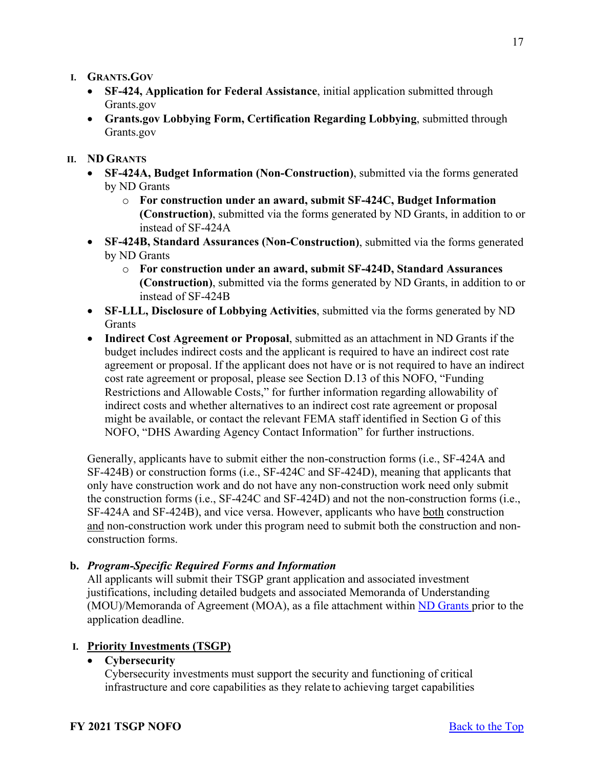I. **GRANTS.GOV**

- **SF-424, Application for Federal Assistance**, initial application submitted through Grants.gov
- **Grants.gov Lobbying Form, Certification Regarding Lobbying**, submitted through Grants.gov

II. **ND GRANTS**

- **SF-424A, Budget Information (Non-Construction)**, submitted via the forms generated by ND Grants
  - **For construction under an award, submit SF-424C, Budget Information (Construction)**, submitted via the forms generated by ND Grants, in addition to or instead of SF-424A
- **SF-424B, Standard Assurances (Non-Construction)**, submitted via the forms generated by ND Grants
  - **For construction under an award, submit SF-424D, Standard Assurances (Construction)**, submitted via the forms generated by ND Grants, in addition to or instead of SF-424B
- **SF-LLL, Disclosure of Lobbying Activities**, submitted via the forms generated by ND Grants
- **Indirect Cost Agreement or Proposal**, submitted as an attachment in ND Grants if the budget includes indirect costs and the applicant is required to have an indirect cost rate agreement or proposal. If the applicant does not have or is not required to have an indirect cost rate agreement or proposal, please see Section D.13 of this NOFO, "Funding Restrictions and Allowable Costs," for further information regarding allowability of indirect costs and whether alternatives to an indirect cost rate agreement or proposal might be available, or contact the relevant FEMA staff identified in Section G of this NOFO, "DHS Awarding Agency Contact Information" for further instructions.

Generally, applicants have to submit either the non-construction forms (i.e., SF-424A and SF-424B) or construction forms (i.e., SF-424C and SF-424D), meaning that applicants that only have construction work and do not have any non-construction work need only submit the construction forms (i.e., SF-424C and SF-424D) and not the non-construction forms (i.e., SF-424A and SF-424B), and vice versa. However, applicants who have both construction and non-construction work under this program need to submit both the construction and non-construction forms.

**b. *Program-Specific Required Forms and Information***

All applicants will submit their TSGP grant application and associated investment justifications, including detailed budgets and associated Memoranda of Understanding (MOU)/Memoranda of Agreement (MOA), as a file attachment within ND Grants prior to the application deadline.

I. **Priority Investments (TSGP)**

- **Cybersecurity**
  Cybersecurity investments must support the security and functioning of critical infrastructure and core capabilities as they relate to achieving target capabilities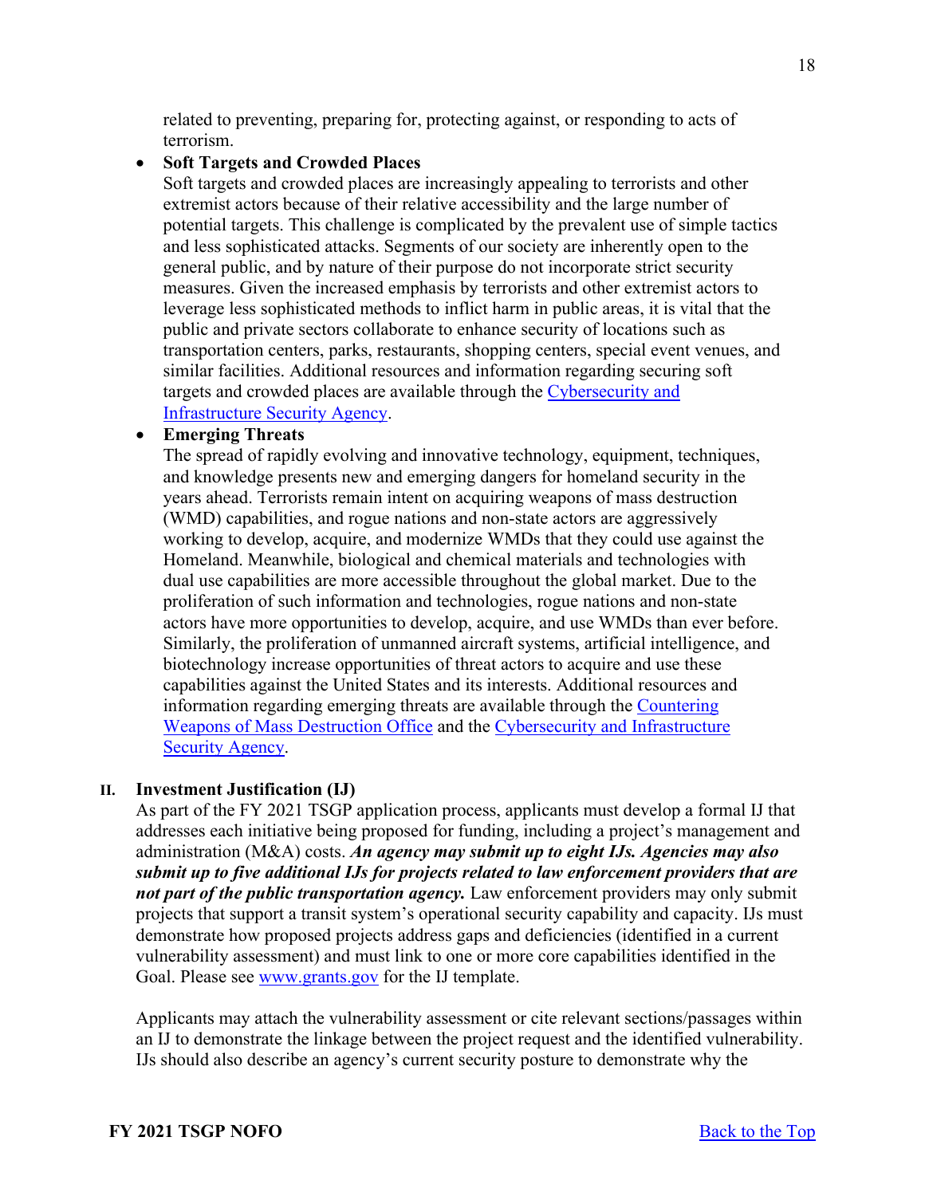related to preventing, preparing for, protecting against, or responding to acts of terrorism.

- **Soft Targets and Crowded Places**
  Soft targets and crowded places are increasingly appealing to terrorists and other extremist actors because of their relative accessibility and the large number of potential targets. This challenge is complicated by the prevalent use of simple tactics and less sophisticated attacks. Segments of our society are inherently open to the general public, and by nature of their purpose do not incorporate strict security measures. Given the increased emphasis by terrorists and other extremist actors to leverage less sophisticated methods to inflict harm in public areas, it is vital that the public and private sectors collaborate to enhance security of locations such as transportation centers, parks, restaurants, shopping centers, special event venues, and similar facilities. Additional resources and information regarding securing soft targets and crowded places are available through the Cybersecurity and Infrastructure Security Agency.
- **Emerging Threats**
  The spread of rapidly evolving and innovative technology, equipment, techniques, and knowledge presents new and emerging dangers for homeland security in the years ahead. Terrorists remain intent on acquiring weapons of mass destruction (WMD) capabilities, and rogue nations and non-state actors are aggressively working to develop, acquire, and modernize WMDs that they could use against the Homeland. Meanwhile, biological and chemical materials and technologies with dual use capabilities are more accessible throughout the global market. Due to the proliferation of such information and technologies, rogue nations and non-state actors have more opportunities to develop, acquire, and use WMDs than ever before. Similarly, the proliferation of unmanned aircraft systems, artificial intelligence, and biotechnology increase opportunities of threat actors to acquire and use these capabilities against the United States and its interests. Additional resources and information regarding emerging threats are available through the Countering Weapons of Mass Destruction Office and the Cybersecurity and Infrastructure Security Agency.

**II. Investment Justification (IJ)**

As part of the FY 2021 TSGP application process, applicants must develop a formal IJ that addresses each initiative being proposed for funding, including a project's management and administration (M&A) costs. ***An agency may submit up to eight IJs. Agencies may also submit up to five additional IJs for projects related to law enforcement providers that are not part of the public transportation agency.*** Law enforcement providers may only submit projects that support a transit system's operational security capability and capacity. IJs must demonstrate how proposed projects address gaps and deficiencies (identified in a current vulnerability assessment) and must link to one or more core capabilities identified in the Goal. Please see www.grants.gov for the IJ template.

Applicants may attach the vulnerability assessment or cite relevant sections/passages within an IJ to demonstrate the linkage between the project request and the identified vulnerability. IJs should also describe an agency's current security posture to demonstrate why the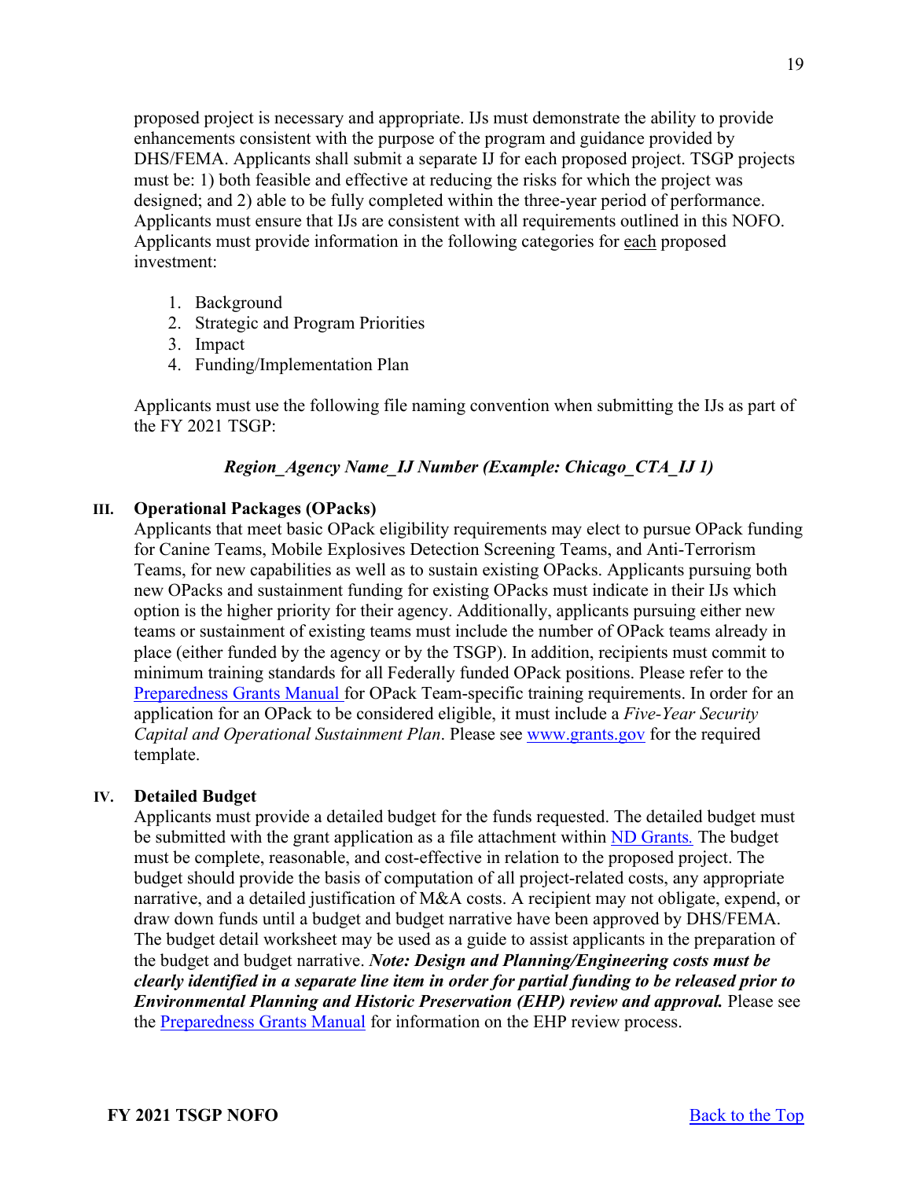proposed project is necessary and appropriate. IJs must demonstrate the ability to provide enhancements consistent with the purpose of the program and guidance provided by DHS/FEMA. Applicants shall submit a separate IJ for each proposed project. TSGP projects must be: 1) both feasible and effective at reducing the risks for which the project was designed; and 2) able to be fully completed within the three-year period of performance. Applicants must ensure that IJs are consistent with all requirements outlined in this NOFO. Applicants must provide information in the following categories for <u>each</u> proposed investment:

1. Background
2. Strategic and Program Priorities
3. Impact
4. Funding/Implementation Plan

Applicants must use the following file naming convention when submitting the IJs as part of the FY 2021 TSGP:

***Region_Agency Name_IJ Number (Example: Chicago_CTA_IJ 1)***

### III. Operational Packages (OPacks)

Applicants that meet basic OPack eligibility requirements may elect to pursue OPack funding for Canine Teams, Mobile Explosives Detection Screening Teams, and Anti-Terrorism Teams, for new capabilities as well as to sustain existing OPacks. Applicants pursuing both new OPacks and sustainment funding for existing OPacks must indicate in their IJs which option is the higher priority for their agency. Additionally, applicants pursuing either new teams or sustainment of existing teams must include the number of OPack teams already in place (either funded by the agency or by the TSGP). In addition, recipients must commit to minimum training standards for all Federally funded OPack positions. Please refer to the Preparedness Grants Manual for OPack Team-specific training requirements. In order for an application for an OPack to be considered eligible, it must include a *Five-Year Security Capital and Operational Sustainment Plan*. Please see www.grants.gov for the required template.

### IV. Detailed Budget

Applicants must provide a detailed budget for the funds requested. The detailed budget must be submitted with the grant application as a file attachment within ND Grants. The budget must be complete, reasonable, and cost-effective in relation to the proposed project. The budget should provide the basis of computation of all project-related costs, any appropriate narrative, and a detailed justification of M&A costs. A recipient may not obligate, expend, or draw down funds until a budget and budget narrative have been approved by DHS/FEMA. The budget detail worksheet may be used as a guide to assist applicants in the preparation of the budget and budget narrative. ***Note: Design and Planning/Engineering costs must be clearly identified in a separate line item in order for partial funding to be released prior to Environmental Planning and Historic Preservation (EHP) review and approval.*** Please see the Preparedness Grants Manual for information on the EHP review process.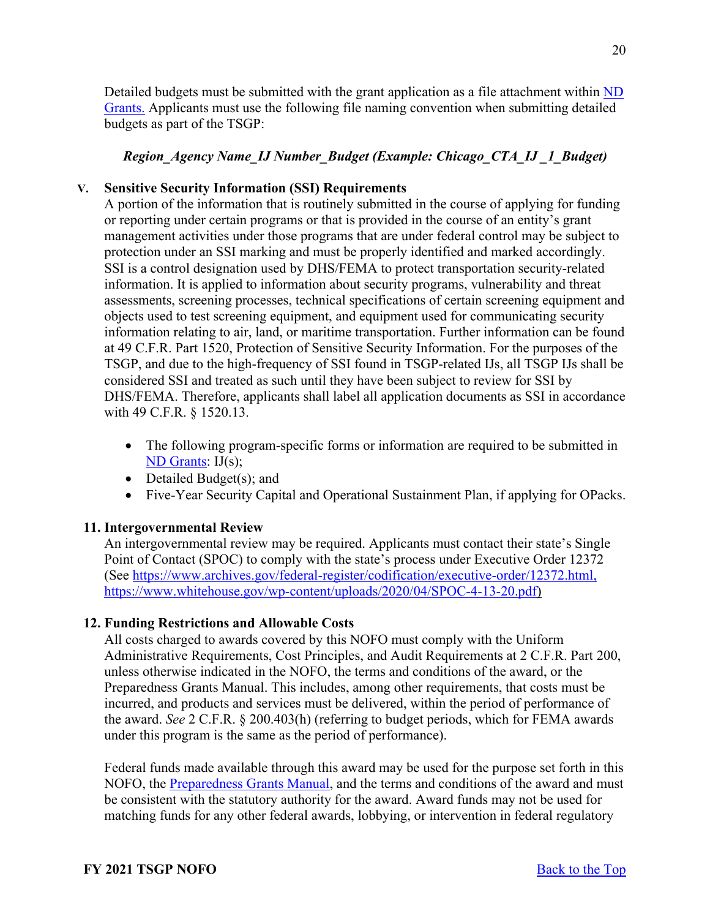Detailed budgets must be submitted with the grant application as a file attachment within ND Grants. Applicants must use the following file naming convention when submitting detailed budgets as part of the TSGP:

***Region_Agency Name_IJ Number_Budget (Example: Chicago_CTA_IJ _1_Budget)***

**v. Sensitive Security Information (SSI) Requirements**

A portion of the information that is routinely submitted in the course of applying for funding or reporting under certain programs or that is provided in the course of an entity's grant management activities under those programs that are under federal control may be subject to protection under an SSI marking and must be properly identified and marked accordingly. SSI is a control designation used by DHS/FEMA to protect transportation security-related information. It is applied to information about security programs, vulnerability and threat assessments, screening processes, technical specifications of certain screening equipment and objects used to test screening equipment, and equipment used for communicating security information relating to air, land, or maritime transportation. Further information can be found at 49 C.F.R. Part 1520, Protection of Sensitive Security Information. For the purposes of the TSGP, and due to the high-frequency of SSI found in TSGP-related IJs, all TSGP IJs shall be considered SSI and treated as such until they have been subject to review for SSI by DHS/FEMA. Therefore, applicants shall label all application documents as SSI in accordance with 49 C.F.R. § 1520.13.

- The following program-specific forms or information are required to be submitted in ND Grants: IJ(s);
- Detailed Budget(s); and
- Five-Year Security Capital and Operational Sustainment Plan, if applying for OPacks.

**11. Intergovernmental Review**

An intergovernmental review may be required. Applicants must contact their state's Single Point of Contact (SPOC) to comply with the state's process under Executive Order 12372 (See https://www.archives.gov/federal-register/codification/executive-order/12372.html, https://www.whitehouse.gov/wp-content/uploads/2020/04/SPOC-4-13-20.pdf)

**12. Funding Restrictions and Allowable Costs**

All costs charged to awards covered by this NOFO must comply with the Uniform Administrative Requirements, Cost Principles, and Audit Requirements at 2 C.F.R. Part 200, unless otherwise indicated in the NOFO, the terms and conditions of the award, or the Preparedness Grants Manual. This includes, among other requirements, that costs must be incurred, and products and services must be delivered, within the period of performance of the award. *See* 2 C.F.R. § 200.403(h) (referring to budget periods, which for FEMA awards under this program is the same as the period of performance).

Federal funds made available through this award may be used for the purpose set forth in this NOFO, the Preparedness Grants Manual, and the terms and conditions of the award and must be consistent with the statutory authority for the award. Award funds may not be used for matching funds for any other federal awards, lobbying, or intervention in federal regulatory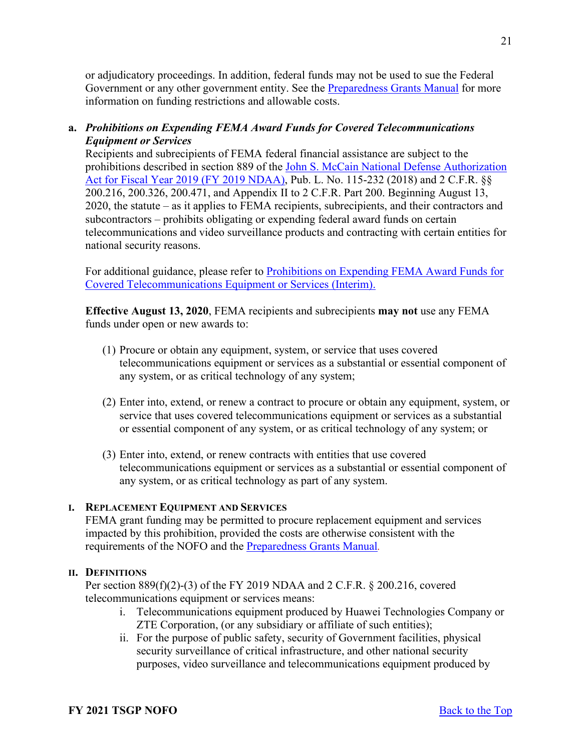or adjudicatory proceedings. In addition, federal funds may not be used to sue the Federal Government or any other government entity. See the Preparedness Grants Manual for more information on funding restrictions and allowable costs.

**a.** ***Prohibitions on Expending FEMA Award Funds for Covered Telecommunications Equipment or Services***

Recipients and subrecipients of FEMA federal financial assistance are subject to the prohibitions described in section 889 of the John S. McCain National Defense Authorization Act for Fiscal Year 2019 (FY 2019 NDAA), Pub. L. No. 115-232 (2018) and 2 C.F.R. §§ 200.216, 200.326, 200.471, and Appendix II to 2 C.F.R. Part 200. Beginning August 13, 2020, the statute – as it applies to FEMA recipients, subrecipients, and their contractors and subcontractors – prohibits obligating or expending federal award funds on certain telecommunications and video surveillance products and contracting with certain entities for national security reasons.

For additional guidance, please refer to Prohibitions on Expending FEMA Award Funds for Covered Telecommunications Equipment or Services (Interim).

**Effective August 13, 2020**, FEMA recipients and subrecipients **may not** use any FEMA funds under open or new awards to:

(1) Procure or obtain any equipment, system, or service that uses covered telecommunications equipment or services as a substantial or essential component of any system, or as critical technology of any system;

(2) Enter into, extend, or renew a contract to procure or obtain any equipment, system, or service that uses covered telecommunications equipment or services as a substantial or essential component of any system, or as critical technology of any system; or

(3) Enter into, extend, or renew contracts with entities that use covered telecommunications equipment or services as a substantial or essential component of any system, or as critical technology as part of any system.

**I. REPLACEMENT EQUIPMENT AND SERVICES**

FEMA grant funding may be permitted to procure replacement equipment and services impacted by this prohibition, provided the costs are otherwise consistent with the requirements of the NOFO and the Preparedness Grants Manual.

**II. DEFINITIONS**

Per section 889(f)(2)-(3) of the FY 2019 NDAA and 2 C.F.R. § 200.216, covered telecommunications equipment or services means:

i. Telecommunications equipment produced by Huawei Technologies Company or ZTE Corporation, (or any subsidiary or affiliate of such entities);

ii. For the purpose of public safety, security of Government facilities, physical security surveillance of critical infrastructure, and other national security purposes, video surveillance and telecommunications equipment produced by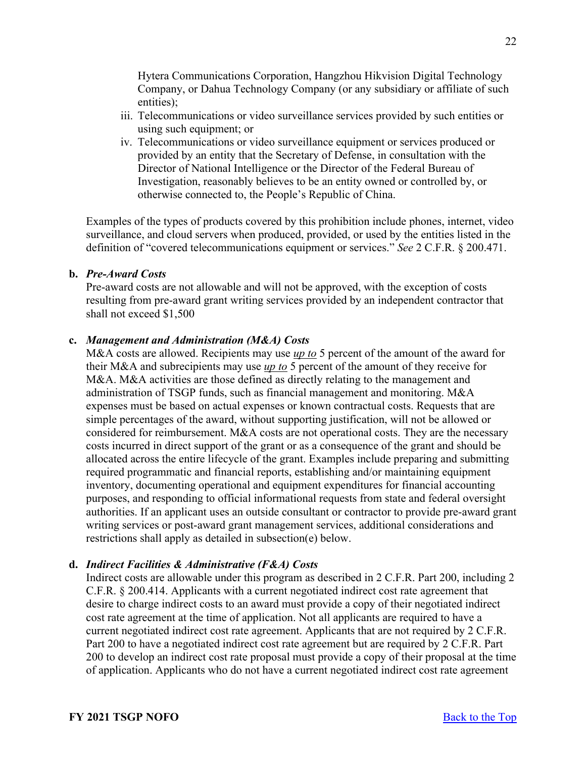Hytera Communications Corporation, Hangzhou Hikvision Digital Technology Company, or Dahua Technology Company (or any subsidiary or affiliate of such entities);

iii. Telecommunications or video surveillance services provided by such entities or using such equipment; or

iv. Telecommunications or video surveillance equipment or services produced or provided by an entity that the Secretary of Defense, in consultation with the Director of National Intelligence or the Director of the Federal Bureau of Investigation, reasonably believes to be an entity owned or controlled by, or otherwise connected to, the People's Republic of China.

Examples of the types of products covered by this prohibition include phones, internet, video surveillance, and cloud servers when produced, provided, or used by the entities listed in the definition of "covered telecommunications equipment or services." *See* 2 C.F.R. § 200.471.

**b.** ***Pre-Award Costs***

Pre-award costs are not allowable and will not be approved, with the exception of costs resulting from pre-award grant writing services provided by an independent contractor that shall not exceed $1,500

**c.** ***Management and Administration (M&A) Costs***

M&A costs are allowed. Recipients may use *up to* 5 percent of the amount of the award for their M&A and subrecipients may use *up to* 5 percent of the amount of they receive for M&A. M&A activities are those defined as directly relating to the management and administration of TSGP funds, such as financial management and monitoring. M&A expenses must be based on actual expenses or known contractual costs. Requests that are simple percentages of the award, without supporting justification, will not be allowed or considered for reimbursement. M&A costs are not operational costs. They are the necessary costs incurred in direct support of the grant or as a consequence of the grant and should be allocated across the entire lifecycle of the grant. Examples include preparing and submitting required programmatic and financial reports, establishing and/or maintaining equipment inventory, documenting operational and equipment expenditures for financial accounting purposes, and responding to official informational requests from state and federal oversight authorities. If an applicant uses an outside consultant or contractor to provide pre-award grant writing services or post-award grant management services, additional considerations and restrictions shall apply as detailed in subsection(e) below.

**d.** ***Indirect Facilities & Administrative (F&A) Costs***

Indirect costs are allowable under this program as described in 2 C.F.R. Part 200, including 2 C.F.R. § 200.414. Applicants with a current negotiated indirect cost rate agreement that desire to charge indirect costs to an award must provide a copy of their negotiated indirect cost rate agreement at the time of application. Not all applicants are required to have a current negotiated indirect cost rate agreement. Applicants that are not required by 2 C.F.R. Part 200 to have a negotiated indirect cost rate agreement but are required by 2 C.F.R. Part 200 to develop an indirect cost rate proposal must provide a copy of their proposal at the time of application. Applicants who do not have a current negotiated indirect cost rate agreement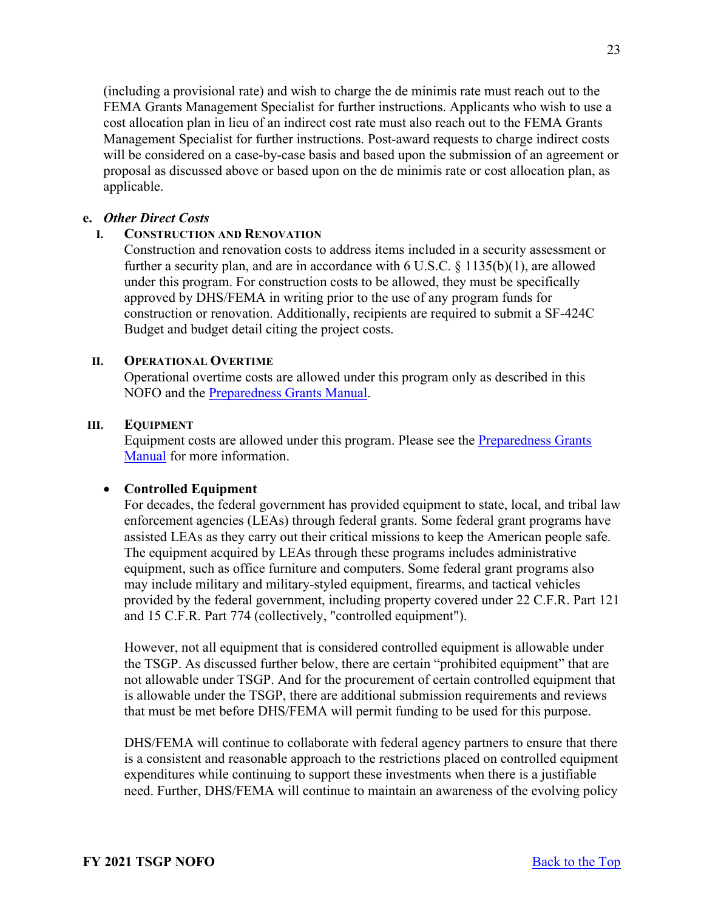(including a provisional rate) and wish to charge the de minimis rate must reach out to the FEMA Grants Management Specialist for further instructions. Applicants who wish to use a cost allocation plan in lieu of an indirect cost rate must also reach out to the FEMA Grants Management Specialist for further instructions. Post-award requests to charge indirect costs will be considered on a case-by-case basis and based upon the submission of an agreement or proposal as discussed above or based upon on the de minimis rate or cost allocation plan, as applicable.

**e.** ***Other Direct Costs***

**I. CONSTRUCTION AND RENOVATION**

Construction and renovation costs to address items included in a security assessment or further a security plan, and are in accordance with 6 U.S.C. § 1135(b)(1), are allowed under this program. For construction costs to be allowed, they must be specifically approved by DHS/FEMA in writing prior to the use of any program funds for construction or renovation. Additionally, recipients are required to submit a SF-424C Budget and budget detail citing the project costs.

**II. OPERATIONAL OVERTIME**

Operational overtime costs are allowed under this program only as described in this NOFO and the [Preparedness Grants Manual](#).

**III. EQUIPMENT**

Equipment costs are allowed under this program. Please see the [Preparedness Grants Manual](#) for more information.

- **Controlled Equipment**

  For decades, the federal government has provided equipment to state, local, and tribal law enforcement agencies (LEAs) through federal grants. Some federal grant programs have assisted LEAs as they carry out their critical missions to keep the American people safe. The equipment acquired by LEAs through these programs includes administrative equipment, such as office furniture and computers. Some federal grant programs also may include military and military-styled equipment, firearms, and tactical vehicles provided by the federal government, including property covered under 22 C.F.R. Part 121 and 15 C.F.R. Part 774 (collectively, "controlled equipment").

  However, not all equipment that is considered controlled equipment is allowable under the TSGP. As discussed further below, there are certain "prohibited equipment" that are not allowable under TSGP. And for the procurement of certain controlled equipment that is allowable under the TSGP, there are additional submission requirements and reviews that must be met before DHS/FEMA will permit funding to be used for this purpose.

  DHS/FEMA will continue to collaborate with federal agency partners to ensure that there is a consistent and reasonable approach to the restrictions placed on controlled equipment expenditures while continuing to support these investments when there is a justifiable need. Further, DHS/FEMA will continue to maintain an awareness of the evolving policy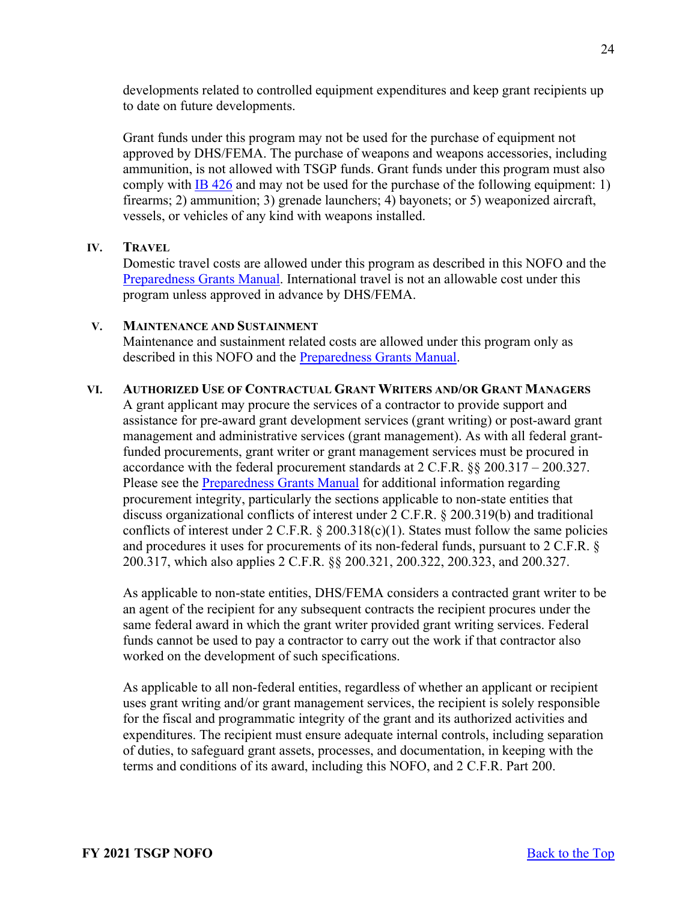developments related to controlled equipment expenditures and keep grant recipients up to date on future developments.

Grant funds under this program may not be used for the purchase of equipment not approved by DHS/FEMA. The purchase of weapons and weapons accessories, including ammunition, is not allowed with TSGP funds. Grant funds under this program must also comply with IB 426 and may not be used for the purchase of the following equipment: 1) firearms; 2) ammunition; 3) grenade launchers; 4) bayonets; or 5) weaponized aircraft, vessels, or vehicles of any kind with weapons installed.

### IV. Travel

Domestic travel costs are allowed under this program as described in this NOFO and the Preparedness Grants Manual. International travel is not an allowable cost under this program unless approved in advance by DHS/FEMA.

### V. Maintenance and Sustainment

Maintenance and sustainment related costs are allowed under this program only as described in this NOFO and the Preparedness Grants Manual.

### VI. Authorized Use of Contractual Grant Writers and/or Grant Managers

A grant applicant may procure the services of a contractor to provide support and assistance for pre-award grant development services (grant writing) or post-award grant management and administrative services (grant management). As with all federal grant-funded procurements, grant writer or grant management services must be procured in accordance with the federal procurement standards at 2 C.F.R. §§ 200.317 – 200.327. Please see the Preparedness Grants Manual for additional information regarding procurement integrity, particularly the sections applicable to non-state entities that discuss organizational conflicts of interest under 2 C.F.R. § 200.319(b) and traditional conflicts of interest under 2 C.F.R. § 200.318(c)(1). States must follow the same policies and procedures it uses for procurements of its non-federal funds, pursuant to 2 C.F.R. § 200.317, which also applies 2 C.F.R. §§ 200.321, 200.322, 200.323, and 200.327.

As applicable to non-state entities, DHS/FEMA considers a contracted grant writer to be an agent of the recipient for any subsequent contracts the recipient procures under the same federal award in which the grant writer provided grant writing services. Federal funds cannot be used to pay a contractor to carry out the work if that contractor also worked on the development of such specifications.

As applicable to all non-federal entities, regardless of whether an applicant or recipient uses grant writing and/or grant management services, the recipient is solely responsible for the fiscal and programmatic integrity of the grant and its authorized activities and expenditures. The recipient must ensure adequate internal controls, including separation of duties, to safeguard grant assets, processes, and documentation, in keeping with the terms and conditions of its award, including this NOFO, and 2 C.F.R. Part 200.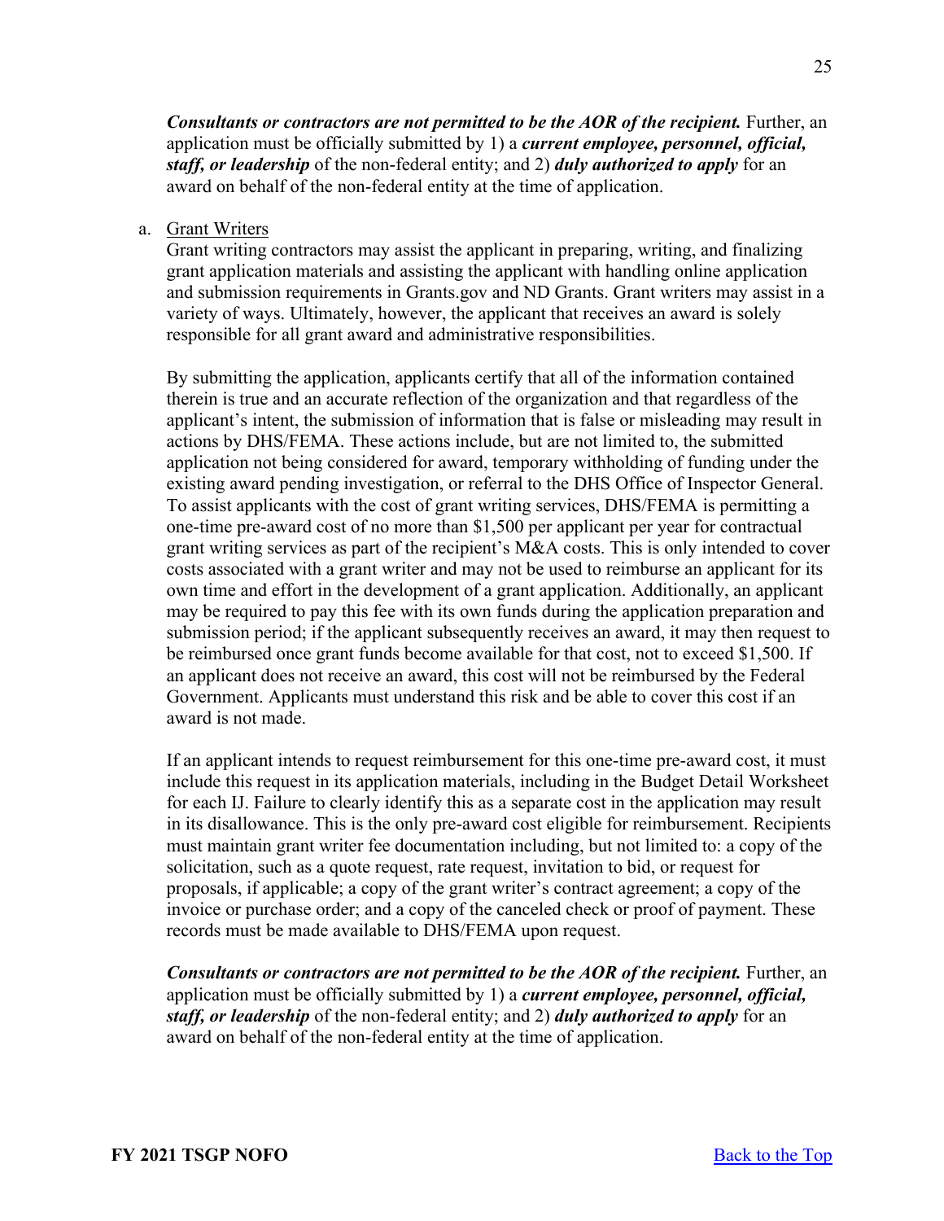***Consultants or contractors are not permitted to be the AOR of the recipient.*** Further, an application must be officially submitted by 1) a ***current employee, personnel, official, staff, or leadership*** of the non-federal entity; and 2) ***duly authorized to apply*** for an award on behalf of the non-federal entity at the time of application.

a. Grant Writers

Grant writing contractors may assist the applicant in preparing, writing, and finalizing grant application materials and assisting the applicant with handling online application and submission requirements in Grants.gov and ND Grants. Grant writers may assist in a variety of ways. Ultimately, however, the applicant that receives an award is solely responsible for all grant award and administrative responsibilities.

By submitting the application, applicants certify that all of the information contained therein is true and an accurate reflection of the organization and that regardless of the applicant's intent, the submission of information that is false or misleading may result in actions by DHS/FEMA. These actions include, but are not limited to, the submitted application not being considered for award, temporary withholding of funding under the existing award pending investigation, or referral to the DHS Office of Inspector General. To assist applicants with the cost of grant writing services, DHS/FEMA is permitting a one-time pre-award cost of no more than $1,500 per applicant per year for contractual grant writing services as part of the recipient's M&A costs. This is only intended to cover costs associated with a grant writer and may not be used to reimburse an applicant for its own time and effort in the development of a grant application. Additionally, an applicant may be required to pay this fee with its own funds during the application preparation and submission period; if the applicant subsequently receives an award, it may then request to be reimbursed once grant funds become available for that cost, not to exceed $1,500. If an applicant does not receive an award, this cost will not be reimbursed by the Federal Government. Applicants must understand this risk and be able to cover this cost if an award is not made.

If an applicant intends to request reimbursement for this one-time pre-award cost, it must include this request in its application materials, including in the Budget Detail Worksheet for each IJ. Failure to clearly identify this as a separate cost in the application may result in its disallowance. This is the only pre-award cost eligible for reimbursement. Recipients must maintain grant writer fee documentation including, but not limited to: a copy of the solicitation, such as a quote request, rate request, invitation to bid, or request for proposals, if applicable; a copy of the grant writer's contract agreement; a copy of the invoice or purchase order; and a copy of the canceled check or proof of payment. These records must be made available to DHS/FEMA upon request.

***Consultants or contractors are not permitted to be the AOR of the recipient.*** Further, an application must be officially submitted by 1) a ***current employee, personnel, official, staff, or leadership*** of the non-federal entity; and 2) ***duly authorized to apply*** for an award on behalf of the non-federal entity at the time of application.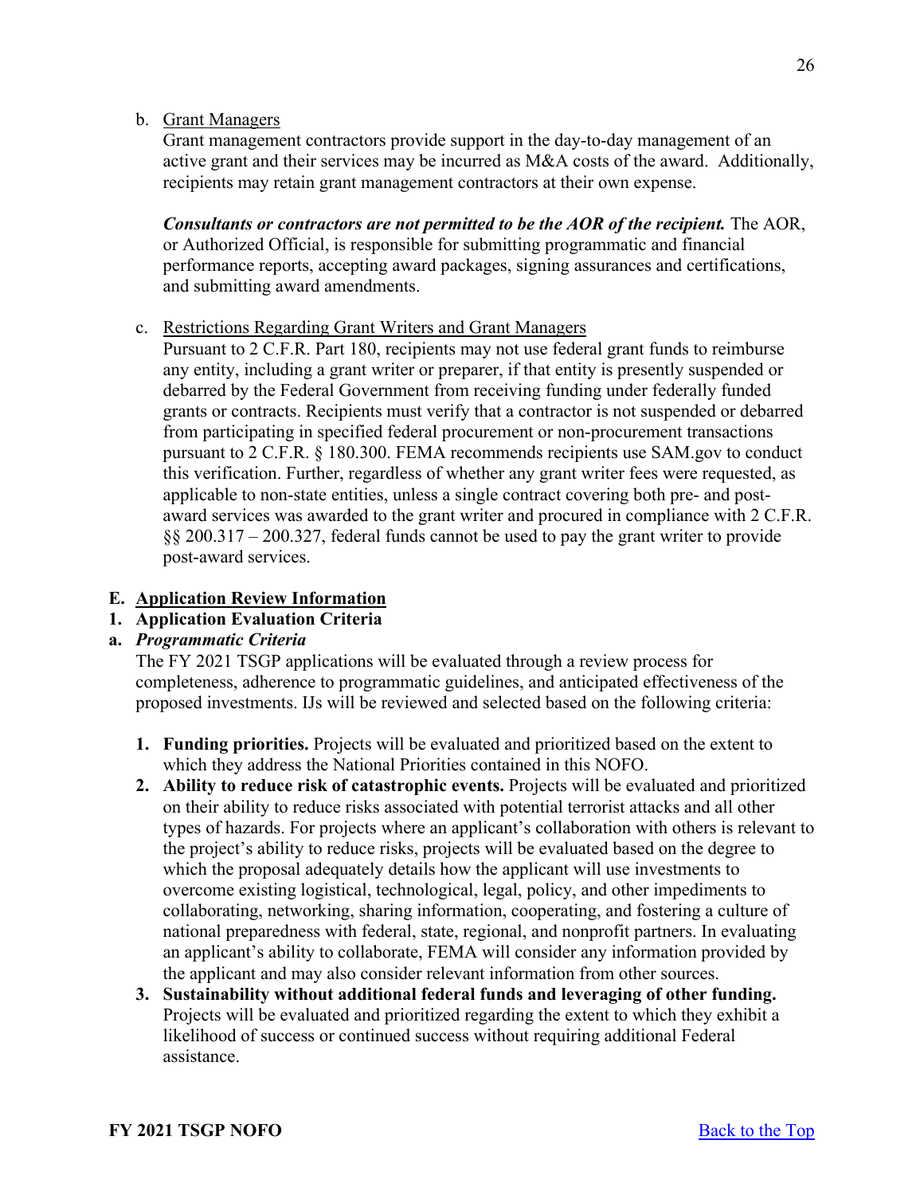b. Grant Managers

Grant management contractors provide support in the day-to-day management of an active grant and their services may be incurred as M&A costs of the award. Additionally, recipients may retain grant management contractors at their own expense.

***Consultants or contractors are not permitted to be the AOR of the recipient.*** The AOR, or Authorized Official, is responsible for submitting programmatic and financial performance reports, accepting award packages, signing assurances and certifications, and submitting award amendments.

c. Restrictions Regarding Grant Writers and Grant Managers

Pursuant to 2 C.F.R. Part 180, recipients may not use federal grant funds to reimburse any entity, including a grant writer or preparer, if that entity is presently suspended or debarred by the Federal Government from receiving funding under federally funded grants or contracts. Recipients must verify that a contractor is not suspended or debarred from participating in specified federal procurement or non-procurement transactions pursuant to 2 C.F.R. § 180.300. FEMA recommends recipients use SAM.gov to conduct this verification. Further, regardless of whether any grant writer fees were requested, as applicable to non-state entities, unless a single contract covering both pre- and post-award services was awarded to the grant writer and procured in compliance with 2 C.F.R. §§ 200.317 – 200.327, federal funds cannot be used to pay the grant writer to provide post-award services.

## E. Application Review Information

### 1. Application Evaluation Criteria

#### a. *Programmatic Criteria*

The FY 2021 TSGP applications will be evaluated through a review process for completeness, adherence to programmatic guidelines, and anticipated effectiveness of the proposed investments. IJs will be reviewed and selected based on the following criteria:

1. **Funding priorities.** Projects will be evaluated and prioritized based on the extent to which they address the National Priorities contained in this NOFO.
2. **Ability to reduce risk of catastrophic events.** Projects will be evaluated and prioritized on their ability to reduce risks associated with potential terrorist attacks and all other types of hazards. For projects where an applicant's collaboration with others is relevant to the project's ability to reduce risks, projects will be evaluated based on the degree to which the proposal adequately details how the applicant will use investments to overcome existing logistical, technological, legal, policy, and other impediments to collaborating, networking, sharing information, cooperating, and fostering a culture of national preparedness with federal, state, regional, and nonprofit partners. In evaluating an applicant's ability to collaborate, FEMA will consider any information provided by the applicant and may also consider relevant information from other sources.
3. **Sustainability without additional federal funds and leveraging of other funding.** Projects will be evaluated and prioritized regarding the extent to which they exhibit a likelihood of success or continued success without requiring additional Federal assistance.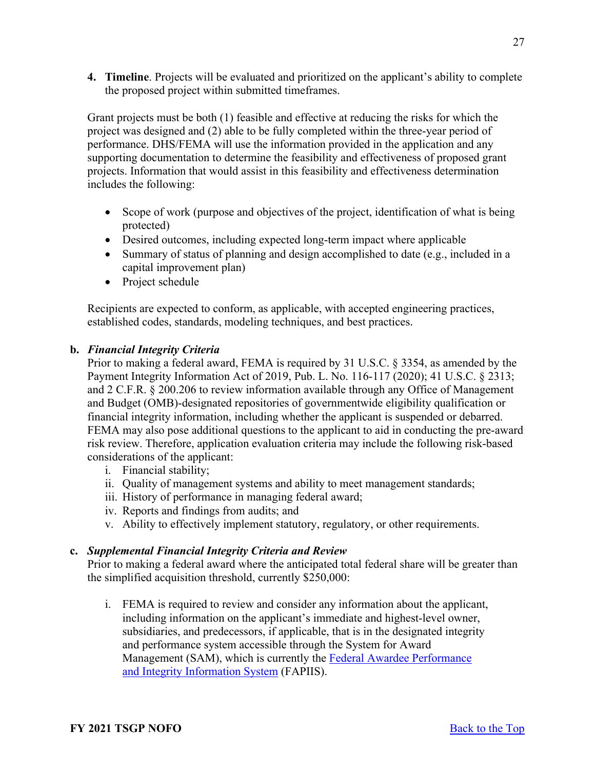4. **Timeline**. Projects will be evaluated and prioritized on the applicant's ability to complete the proposed project within submitted timeframes.

Grant projects must be both (1) feasible and effective at reducing the risks for which the project was designed and (2) able to be fully completed within the three-year period of performance. DHS/FEMA will use the information provided in the application and any supporting documentation to determine the feasibility and effectiveness of proposed grant projects. Information that would assist in this feasibility and effectiveness determination includes the following:

- Scope of work (purpose and objectives of the project, identification of what is being protected)
- Desired outcomes, including expected long-term impact where applicable
- Summary of status of planning and design accomplished to date (e.g., included in a capital improvement plan)
- Project schedule

Recipients are expected to conform, as applicable, with accepted engineering practices, established codes, standards, modeling techniques, and best practices.

**b. *Financial Integrity Criteria***

Prior to making a federal award, FEMA is required by 31 U.S.C. § 3354, as amended by the Payment Integrity Information Act of 2019, Pub. L. No. 116-117 (2020); 41 U.S.C. § 2313; and 2 C.F.R. § 200.206 to review information available through any Office of Management and Budget (OMB)-designated repositories of governmentwide eligibility qualification or financial integrity information, including whether the applicant is suspended or debarred. FEMA may also pose additional questions to the applicant to aid in conducting the pre-award risk review. Therefore, application evaluation criteria may include the following risk-based considerations of the applicant:

i. Financial stability;
ii. Quality of management systems and ability to meet management standards;
iii. History of performance in managing federal award;
iv. Reports and findings from audits; and
v. Ability to effectively implement statutory, regulatory, or other requirements.

**c. *Supplemental Financial Integrity Criteria and Review***

Prior to making a federal award where the anticipated total federal share will be greater than the simplified acquisition threshold, currently $250,000:

i. FEMA is required to review and consider any information about the applicant, including information on the applicant's immediate and highest-level owner, subsidiaries, and predecessors, if applicable, that is in the designated integrity and performance system accessible through the System for Award Management (SAM), which is currently the [Federal Awardee Performance and Integrity Information System](https://www.fapiis.gov/) (FAPIIS).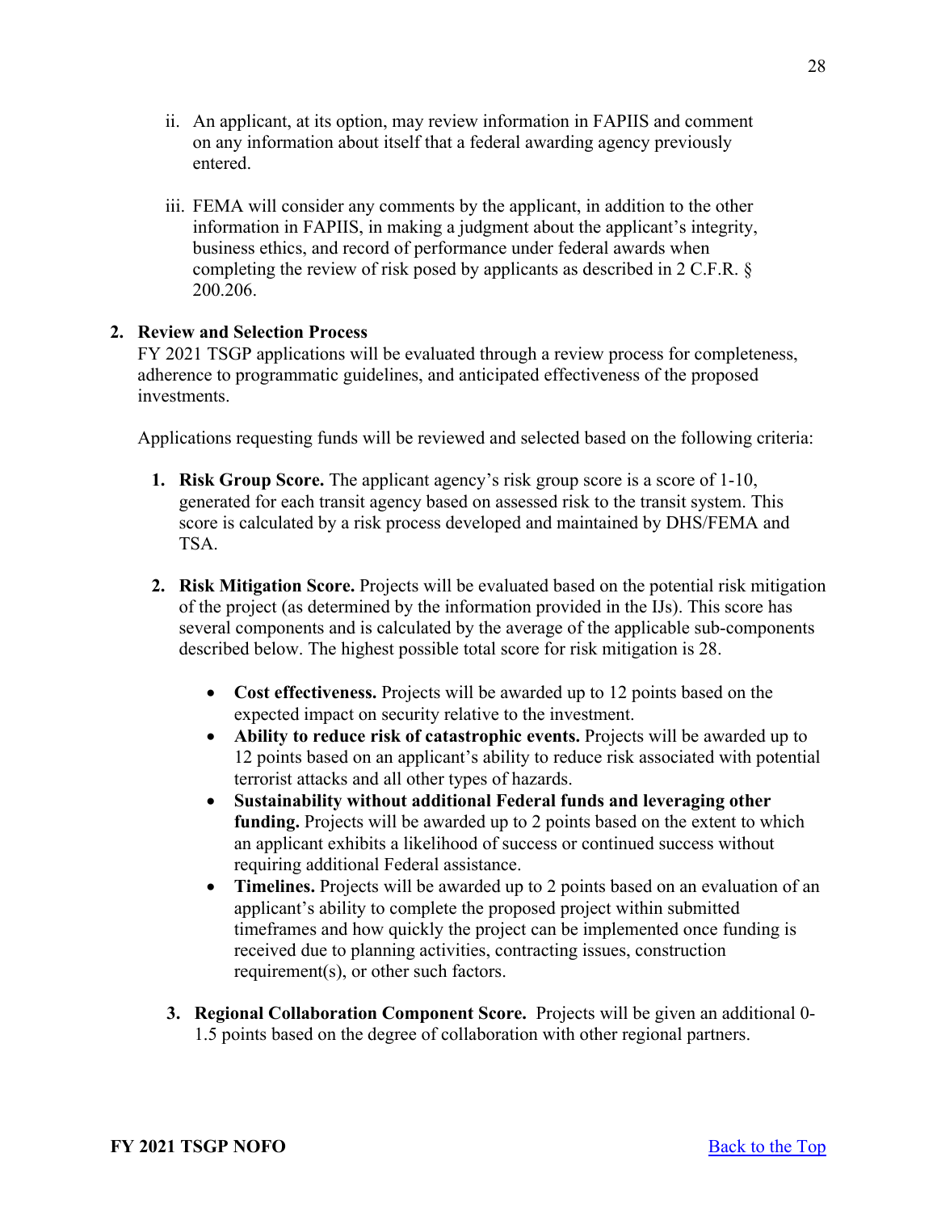ii. An applicant, at its option, may review information in FAPIIS and comment on any information about itself that a federal awarding agency previously entered.

iii. FEMA will consider any comments by the applicant, in addition to the other information in FAPIIS, in making a judgment about the applicant's integrity, business ethics, and record of performance under federal awards when completing the review of risk posed by applicants as described in 2 C.F.R. § 200.206.

**2. Review and Selection Process**

FY 2021 TSGP applications will be evaluated through a review process for completeness, adherence to programmatic guidelines, and anticipated effectiveness of the proposed investments.

Applications requesting funds will be reviewed and selected based on the following criteria:

1. **Risk Group Score.** The applicant agency's risk group score is a score of 1-10, generated for each transit agency based on assessed risk to the transit system. This score is calculated by a risk process developed and maintained by DHS/FEMA and TSA.
2. **Risk Mitigation Score.** Projects will be evaluated based on the potential risk mitigation of the project (as determined by the information provided in the IJs). This score has several components and is calculated by the average of the applicable sub-components described below. The highest possible total score for risk mitigation is 28.
   - **Cost effectiveness.** Projects will be awarded up to 12 points based on the expected impact on security relative to the investment.
   - **Ability to reduce risk of catastrophic events.** Projects will be awarded up to 12 points based on an applicant's ability to reduce risk associated with potential terrorist attacks and all other types of hazards.
   - **Sustainability without additional Federal funds and leveraging other funding.** Projects will be awarded up to 2 points based on the extent to which an applicant exhibits a likelihood of success or continued success without requiring additional Federal assistance.
   - **Timelines.** Projects will be awarded up to 2 points based on an evaluation of an applicant's ability to complete the proposed project within submitted timeframes and how quickly the project can be implemented once funding is received due to planning activities, contracting issues, construction requirement(s), or other such factors.
3. **Regional Collaboration Component Score.** Projects will be given an additional 0-1.5 points based on the degree of collaboration with other regional partners.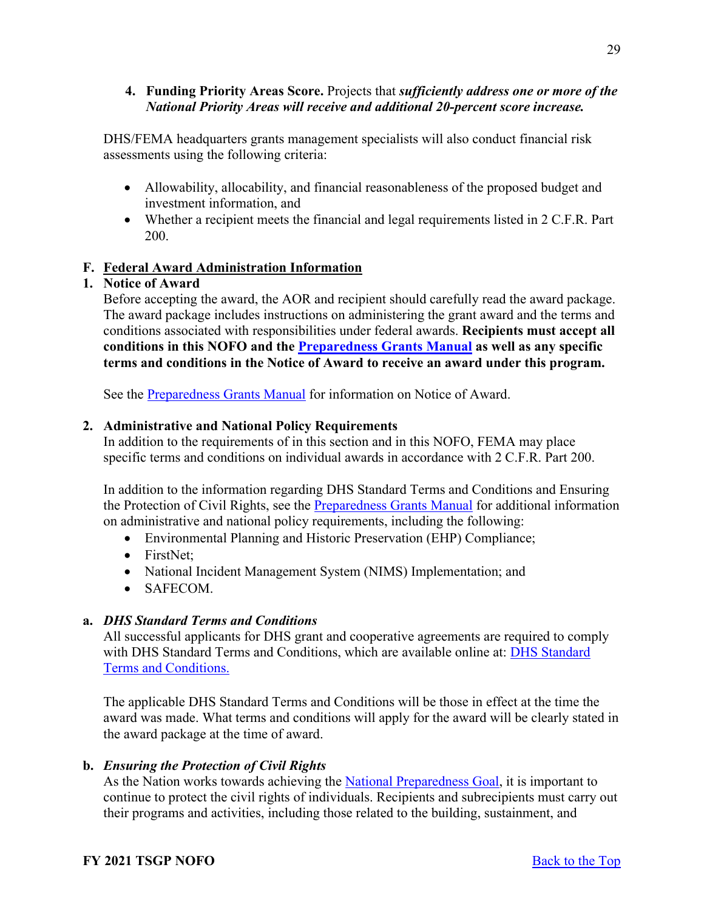4. **Funding Priority Areas Score.** Projects that ***sufficiently address one or more of the National Priority Areas will receive and additional 20-percent score increase.***

DHS/FEMA headquarters grants management specialists will also conduct financial risk assessments using the following criteria:

- Allowability, allocability, and financial reasonableness of the proposed budget and investment information, and
- Whether a recipient meets the financial and legal requirements listed in 2 C.F.R. Part 200.

## F. Federal Award Administration Information

### 1. Notice of Award

Before accepting the award, the AOR and recipient should carefully read the award package. The award package includes instructions on administering the grant award and the terms and conditions associated with responsibilities under federal awards. **Recipients must accept all conditions in this NOFO and the Preparedness Grants Manual as well as any specific terms and conditions in the Notice of Award to receive an award under this program.**

See the Preparedness Grants Manual for information on Notice of Award.

### 2. Administrative and National Policy Requirements

In addition to the requirements of in this section and in this NOFO, FEMA may place specific terms and conditions on individual awards in accordance with 2 C.F.R. Part 200.

In addition to the information regarding DHS Standard Terms and Conditions and Ensuring the Protection of Civil Rights, see the Preparedness Grants Manual for additional information on administrative and national policy requirements, including the following:

- Environmental Planning and Historic Preservation (EHP) Compliance;
- FirstNet;
- National Incident Management System (NIMS) Implementation; and
- SAFECOM.

#### a. *DHS Standard Terms and Conditions*

All successful applicants for DHS grant and cooperative agreements are required to comply with DHS Standard Terms and Conditions, which are available online at: DHS Standard Terms and Conditions.

The applicable DHS Standard Terms and Conditions will be those in effect at the time the award was made. What terms and conditions will apply for the award will be clearly stated in the award package at the time of award.

#### b. *Ensuring the Protection of Civil Rights*

As the Nation works towards achieving the National Preparedness Goal, it is important to continue to protect the civil rights of individuals. Recipients and subrecipients must carry out their programs and activities, including those related to the building, sustainment, and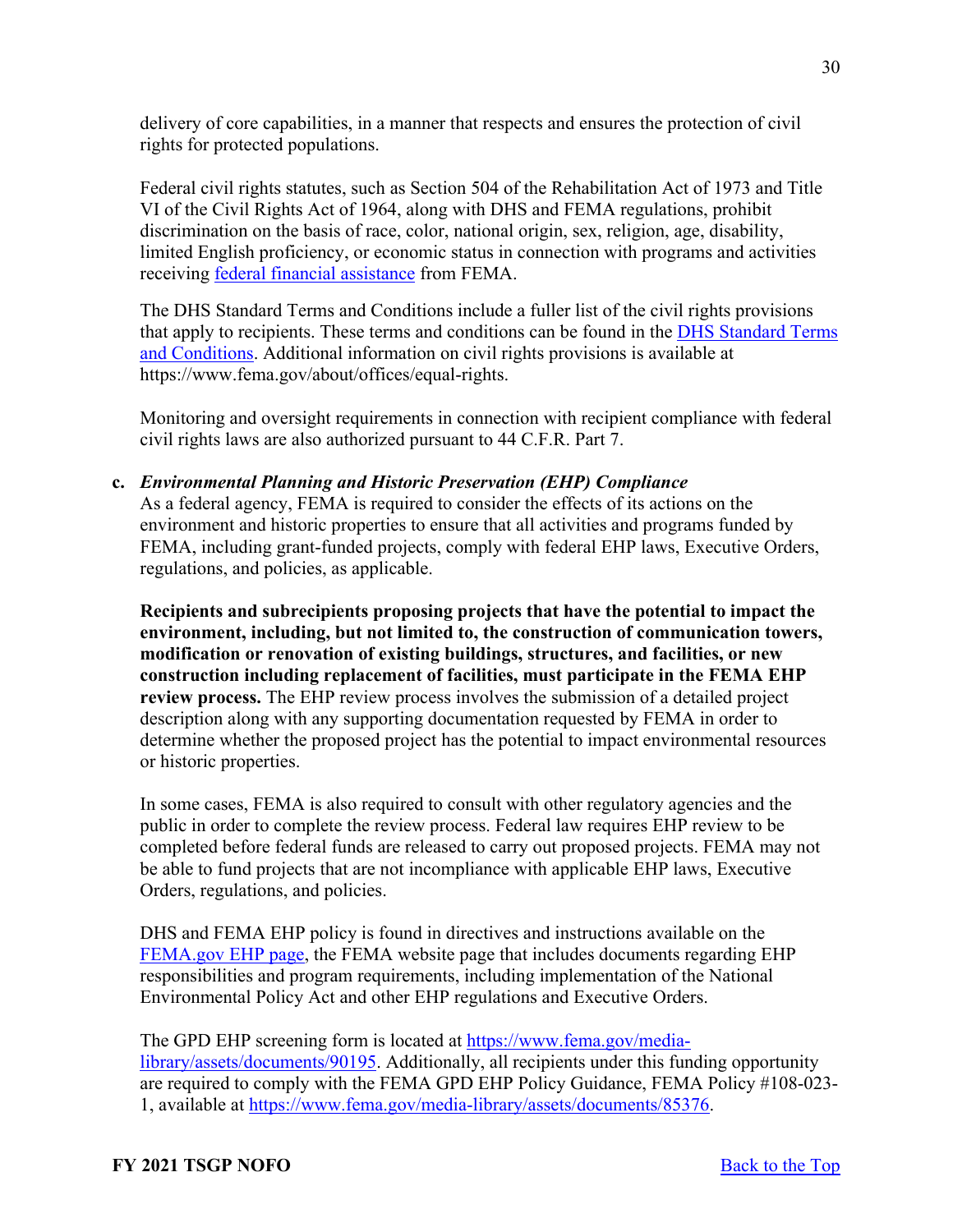delivery of core capabilities, in a manner that respects and ensures the protection of civil rights for protected populations.

Federal civil rights statutes, such as Section 504 of the Rehabilitation Act of 1973 and Title VI of the Civil Rights Act of 1964, along with DHS and FEMA regulations, prohibit discrimination on the basis of race, color, national origin, sex, religion, age, disability, limited English proficiency, or economic status in connection with programs and activities receiving federal financial assistance from FEMA.

The DHS Standard Terms and Conditions include a fuller list of the civil rights provisions that apply to recipients. These terms and conditions can be found in the DHS Standard Terms and Conditions. Additional information on civil rights provisions is available at https://www.fema.gov/about/offices/equal-rights.

Monitoring and oversight requirements in connection with recipient compliance with federal civil rights laws are also authorized pursuant to 44 C.F.R. Part 7.

**c.** ***Environmental Planning and Historic Preservation (EHP) Compliance***

As a federal agency, FEMA is required to consider the effects of its actions on the environment and historic properties to ensure that all activities and programs funded by FEMA, including grant-funded projects, comply with federal EHP laws, Executive Orders, regulations, and policies, as applicable.

**Recipients and subrecipients proposing projects that have the potential to impact the environment, including, but not limited to, the construction of communication towers, modification or renovation of existing buildings, structures, and facilities, or new construction including replacement of facilities, must participate in the FEMA EHP review process.** The EHP review process involves the submission of a detailed project description along with any supporting documentation requested by FEMA in order to determine whether the proposed project has the potential to impact environmental resources or historic properties.

In some cases, FEMA is also required to consult with other regulatory agencies and the public in order to complete the review process. Federal law requires EHP review to be completed before federal funds are released to carry out proposed projects. FEMA may not be able to fund projects that are not incompliance with applicable EHP laws, Executive Orders, regulations, and policies.

DHS and FEMA EHP policy is found in directives and instructions available on the FEMA.gov EHP page, the FEMA website page that includes documents regarding EHP responsibilities and program requirements, including implementation of the National Environmental Policy Act and other EHP regulations and Executive Orders.

The GPD EHP screening form is located at https://www.fema.gov/media-library/assets/documents/90195. Additionally, all recipients under this funding opportunity are required to comply with the FEMA GPD EHP Policy Guidance, FEMA Policy #108-023-1, available at https://www.fema.gov/media-library/assets/documents/85376.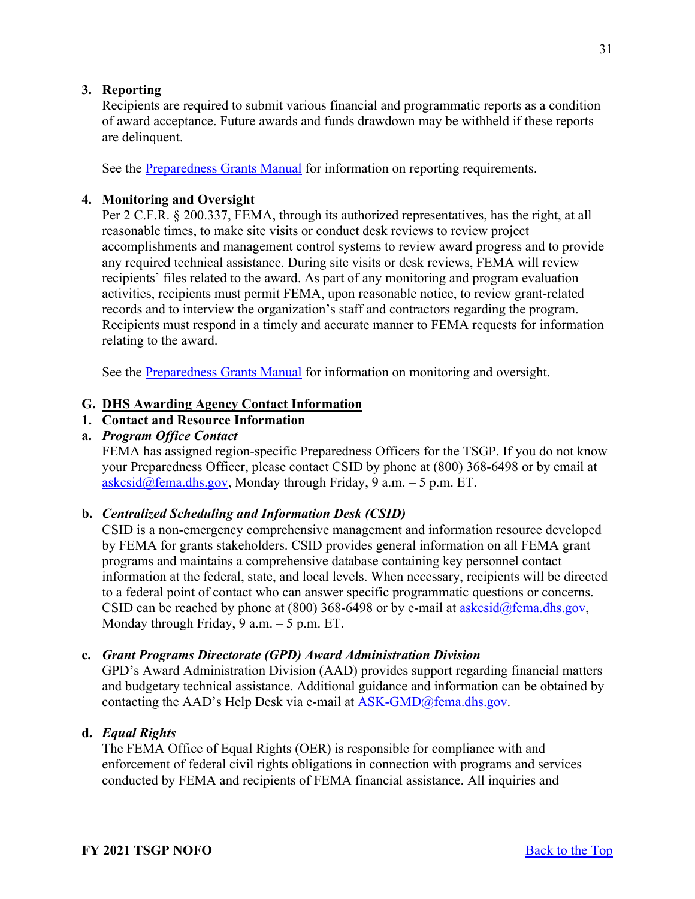### 3. Reporting

Recipients are required to submit various financial and programmatic reports as a condition of award acceptance. Future awards and funds drawdown may be withheld if these reports are delinquent.

See the Preparedness Grants Manual for information on reporting requirements.

### 4. Monitoring and Oversight

Per 2 C.F.R. § 200.337, FEMA, through its authorized representatives, has the right, at all reasonable times, to make site visits or conduct desk reviews to review project accomplishments and management control systems to review award progress and to provide any required technical assistance. During site visits or desk reviews, FEMA will review recipients' files related to the award. As part of any monitoring and program evaluation activities, recipients must permit FEMA, upon reasonable notice, to review grant-related records and to interview the organization's staff and contractors regarding the program. Recipients must respond in a timely and accurate manner to FEMA requests for information relating to the award.

See the Preparedness Grants Manual for information on monitoring and oversight.

## G. DHS Awarding Agency Contact Information

### 1. Contact and Resource Information

#### a. *Program Office Contact*

FEMA has assigned region-specific Preparedness Officers for the TSGP. If you do not know your Preparedness Officer, please contact CSID by phone at (800) 368-6498 or by email at askcsid@fema.dhs.gov, Monday through Friday, 9 a.m. – 5 p.m. ET.

#### b. *Centralized Scheduling and Information Desk (CSID)*

CSID is a non-emergency comprehensive management and information resource developed by FEMA for grants stakeholders. CSID provides general information on all FEMA grant programs and maintains a comprehensive database containing key personnel contact information at the federal, state, and local levels. When necessary, recipients will be directed to a federal point of contact who can answer specific programmatic questions or concerns. CSID can be reached by phone at (800) 368-6498 or by e-mail at askcsid@fema.dhs.gov, Monday through Friday, 9 a.m. – 5 p.m. ET.

#### c. *Grant Programs Directorate (GPD) Award Administration Division*

GPD's Award Administration Division (AAD) provides support regarding financial matters and budgetary technical assistance. Additional guidance and information can be obtained by contacting the AAD's Help Desk via e-mail at ASK-GMD@fema.dhs.gov.

#### d. *Equal Rights*

The FEMA Office of Equal Rights (OER) is responsible for compliance with and enforcement of federal civil rights obligations in connection with programs and services conducted by FEMA and recipients of FEMA financial assistance. All inquiries and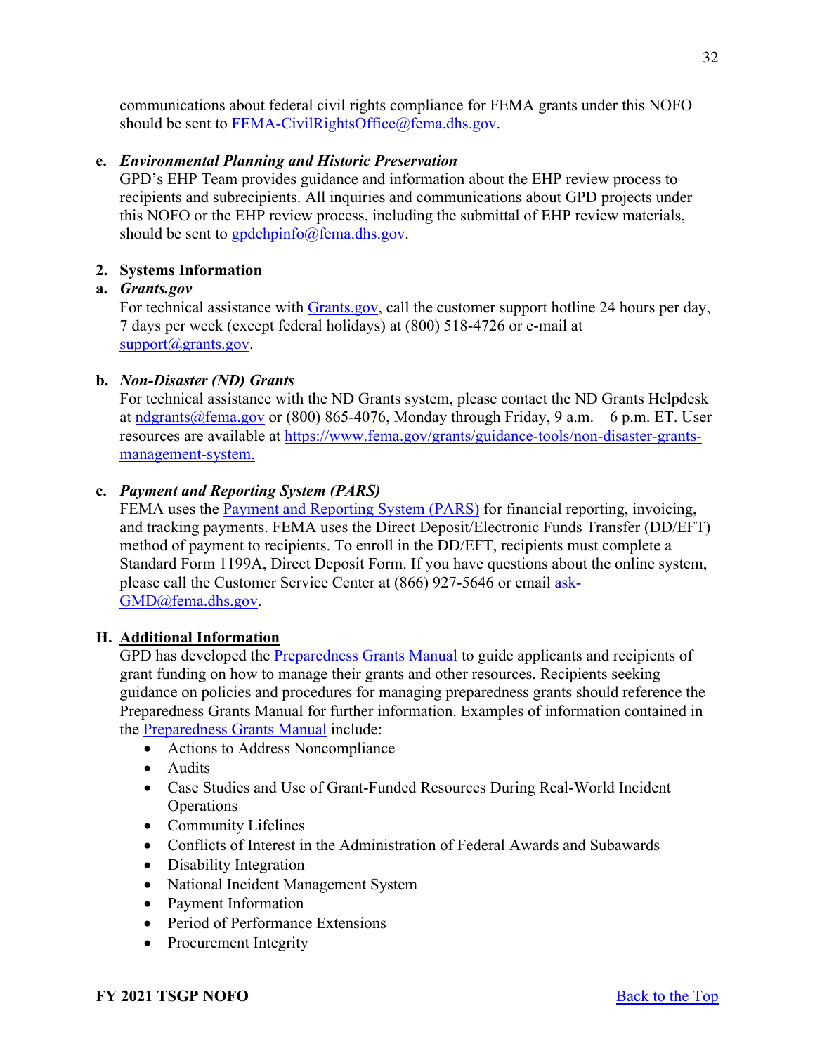communications about federal civil rights compliance for FEMA grants under this NOFO should be sent to FEMA-CivilRightsOffice@fema.dhs.gov.

**e. *Environmental Planning and Historic Preservation***

GPD's EHP Team provides guidance and information about the EHP review process to recipients and subrecipients. All inquiries and communications about GPD projects under this NOFO or the EHP review process, including the submittal of EHP review materials, should be sent to gpdehpinfo@fema.dhs.gov.

**2. Systems Information**

**a. *Grants.gov***

For technical assistance with Grants.gov, call the customer support hotline 24 hours per day, 7 days per week (except federal holidays) at (800) 518-4726 or e-mail at support@grants.gov.

**b. *Non-Disaster (ND) Grants***

For technical assistance with the ND Grants system, please contact the ND Grants Helpdesk at ndgrants@fema.gov or (800) 865-4076, Monday through Friday, 9 a.m. – 6 p.m. ET. User resources are available at https://www.fema.gov/grants/guidance-tools/non-disaster-grants-management-system.

**c. *Payment and Reporting System (PARS)***

FEMA uses the Payment and Reporting System (PARS) for financial reporting, invoicing, and tracking payments. FEMA uses the Direct Deposit/Electronic Funds Transfer (DD/EFT) method of payment to recipients. To enroll in the DD/EFT, recipients must complete a Standard Form 1199A, Direct Deposit Form. If you have questions about the online system, please call the Customer Service Center at (866) 927-5646 or email ask-GMD@fema.dhs.gov.

## H. Additional Information

GPD has developed the Preparedness Grants Manual to guide applicants and recipients of grant funding on how to manage their grants and other resources. Recipients seeking guidance on policies and procedures for managing preparedness grants should reference the Preparedness Grants Manual for further information. Examples of information contained in the Preparedness Grants Manual include:

- Actions to Address Noncompliance
- Audits
- Case Studies and Use of Grant-Funded Resources During Real-World Incident Operations
- Community Lifelines
- Conflicts of Interest in the Administration of Federal Awards and Subawards
- Disability Integration
- National Incident Management System
- Payment Information
- Period of Performance Extensions
- Procurement Integrity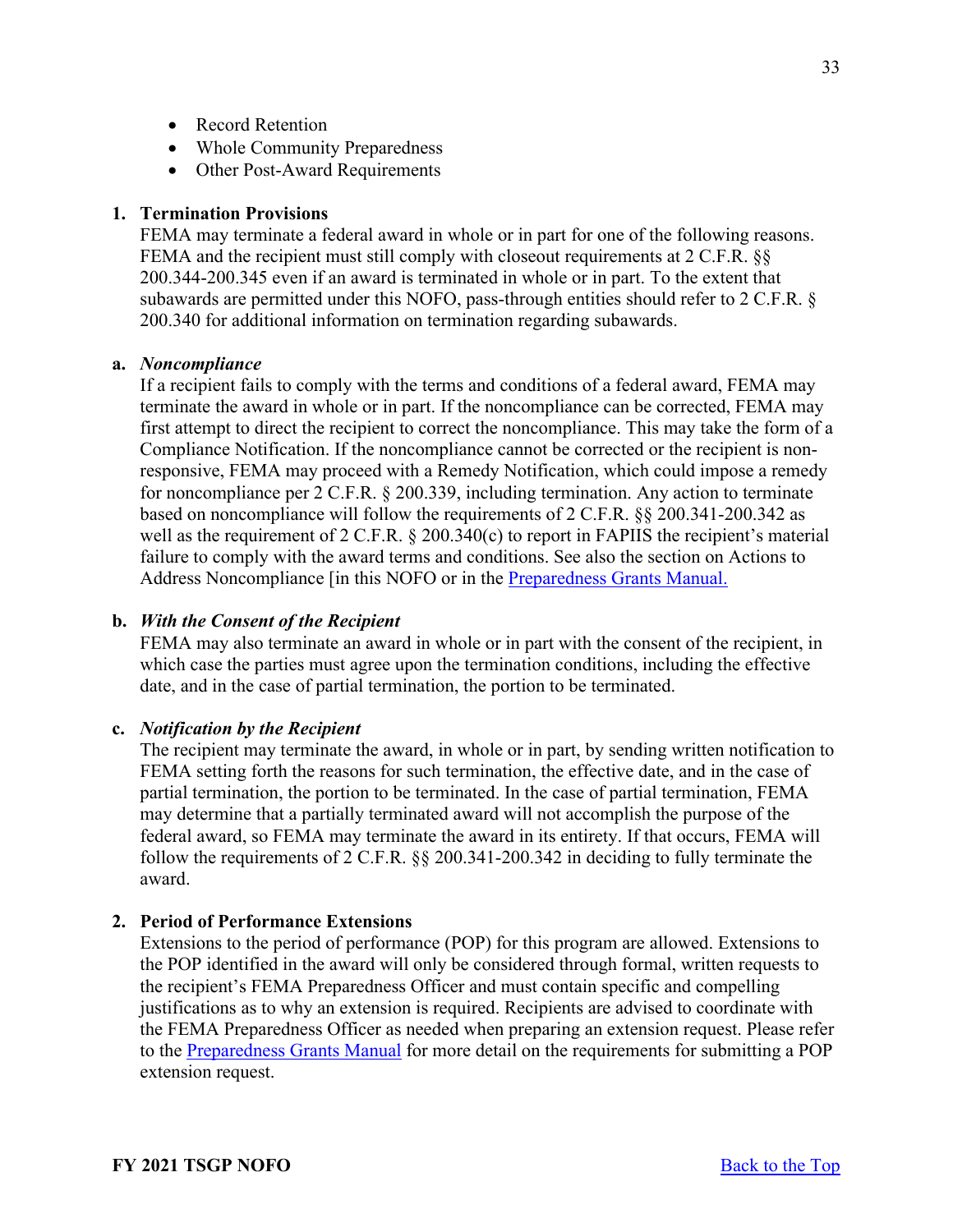- Record Retention
- Whole Community Preparedness
- Other Post-Award Requirements

### 1. Termination Provisions

FEMA may terminate a federal award in whole or in part for one of the following reasons. FEMA and the recipient must still comply with closeout requirements at 2 C.F.R. §§ 200.344-200.345 even if an award is terminated in whole or in part. To the extent that subawards are permitted under this NOFO, pass-through entities should refer to 2 C.F.R. § 200.340 for additional information on termination regarding subawards.

**a.** ***Noncompliance***

If a recipient fails to comply with the terms and conditions of a federal award, FEMA may terminate the award in whole or in part. If the noncompliance can be corrected, FEMA may first attempt to direct the recipient to correct the noncompliance. This may take the form of a Compliance Notification. If the noncompliance cannot be corrected or the recipient is non-responsive, FEMA may proceed with a Remedy Notification, which could impose a remedy for noncompliance per 2 C.F.R. § 200.339, including termination. Any action to terminate based on noncompliance will follow the requirements of 2 C.F.R. §§ 200.341-200.342 as well as the requirement of 2 C.F.R. § 200.340(c) to report in FAPIIS the recipient's material failure to comply with the award terms and conditions. See also the section on Actions to Address Noncompliance [in this NOFO or in the Preparedness Grants Manual.

**b.** ***With the Consent of the Recipient***

FEMA may also terminate an award in whole or in part with the consent of the recipient, in which case the parties must agree upon the termination conditions, including the effective date, and in the case of partial termination, the portion to be terminated.

**c.** ***Notification by the Recipient***

The recipient may terminate the award, in whole or in part, by sending written notification to FEMA setting forth the reasons for such termination, the effective date, and in the case of partial termination, the portion to be terminated. In the case of partial termination, FEMA may determine that a partially terminated award will not accomplish the purpose of the federal award, so FEMA may terminate the award in its entirety. If that occurs, FEMA will follow the requirements of 2 C.F.R. §§ 200.341-200.342 in deciding to fully terminate the award.

### 2. Period of Performance Extensions

Extensions to the period of performance (POP) for this program are allowed. Extensions to the POP identified in the award will only be considered through formal, written requests to the recipient's FEMA Preparedness Officer and must contain specific and compelling justifications as to why an extension is required. Recipients are advised to coordinate with the FEMA Preparedness Officer as needed when preparing an extension request. Please refer to the Preparedness Grants Manual for more detail on the requirements for submitting a POP extension request.